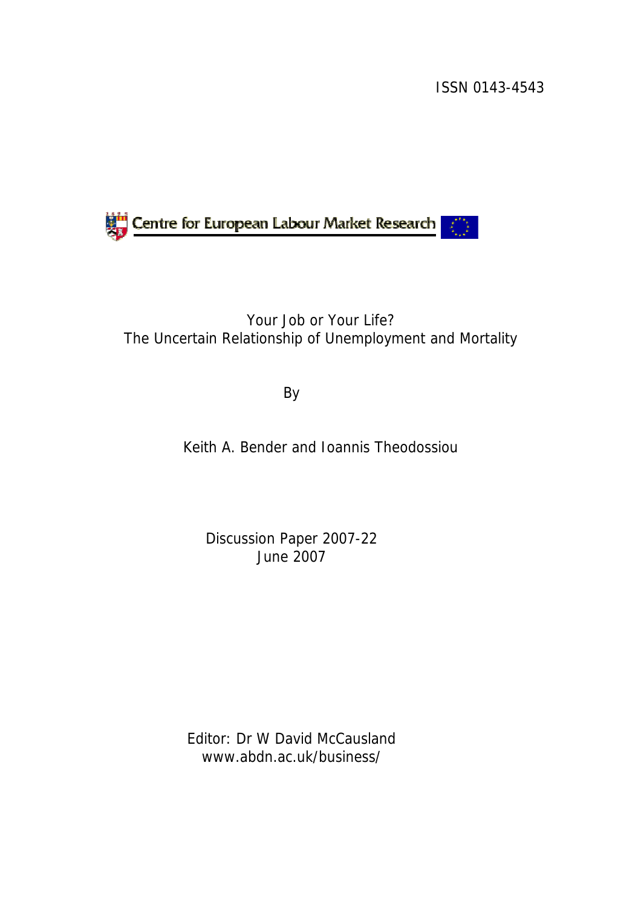ISSN 0143-4543

Centre for European Labour Market Research

# Your Job or Your Life?
## The Uncertain Relationship of Unemployment and Mortality

By

Keith A. Bender and Ioannis Theodossiou

Discussion Paper 2007-22
June 2007

Editor: Dr W David McCausland
www.abdn.ac.uk/business/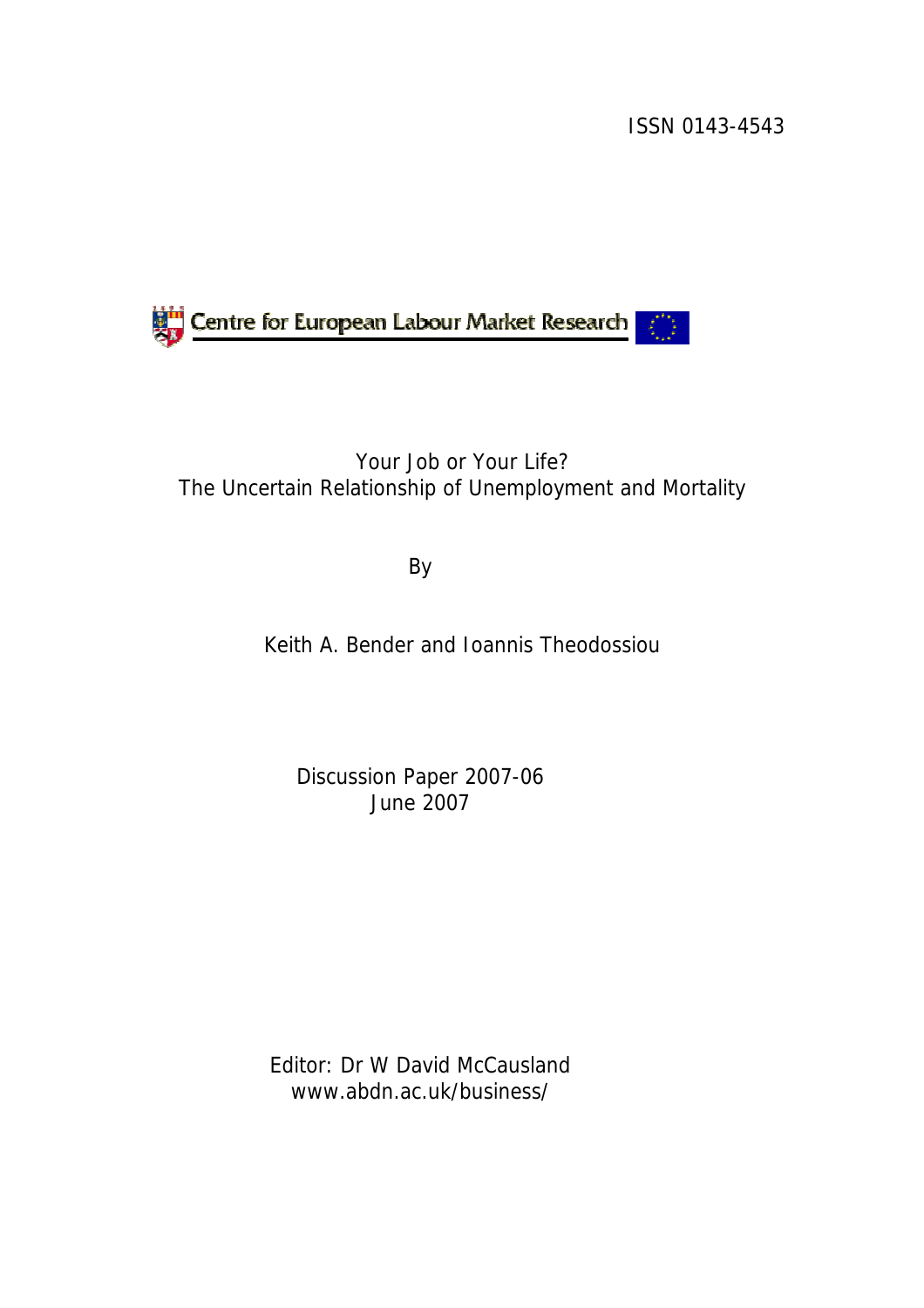ISSN 0143-4543

Centre for European Labour Market Research

# Your Job or Your Life?
## The Uncertain Relationship of Unemployment and Mortality

By

Keith A. Bender and Ioannis Theodossiou

Discussion Paper 2007-06
June 2007

Editor: Dr W David McCausland
www.abdn.ac.uk/business/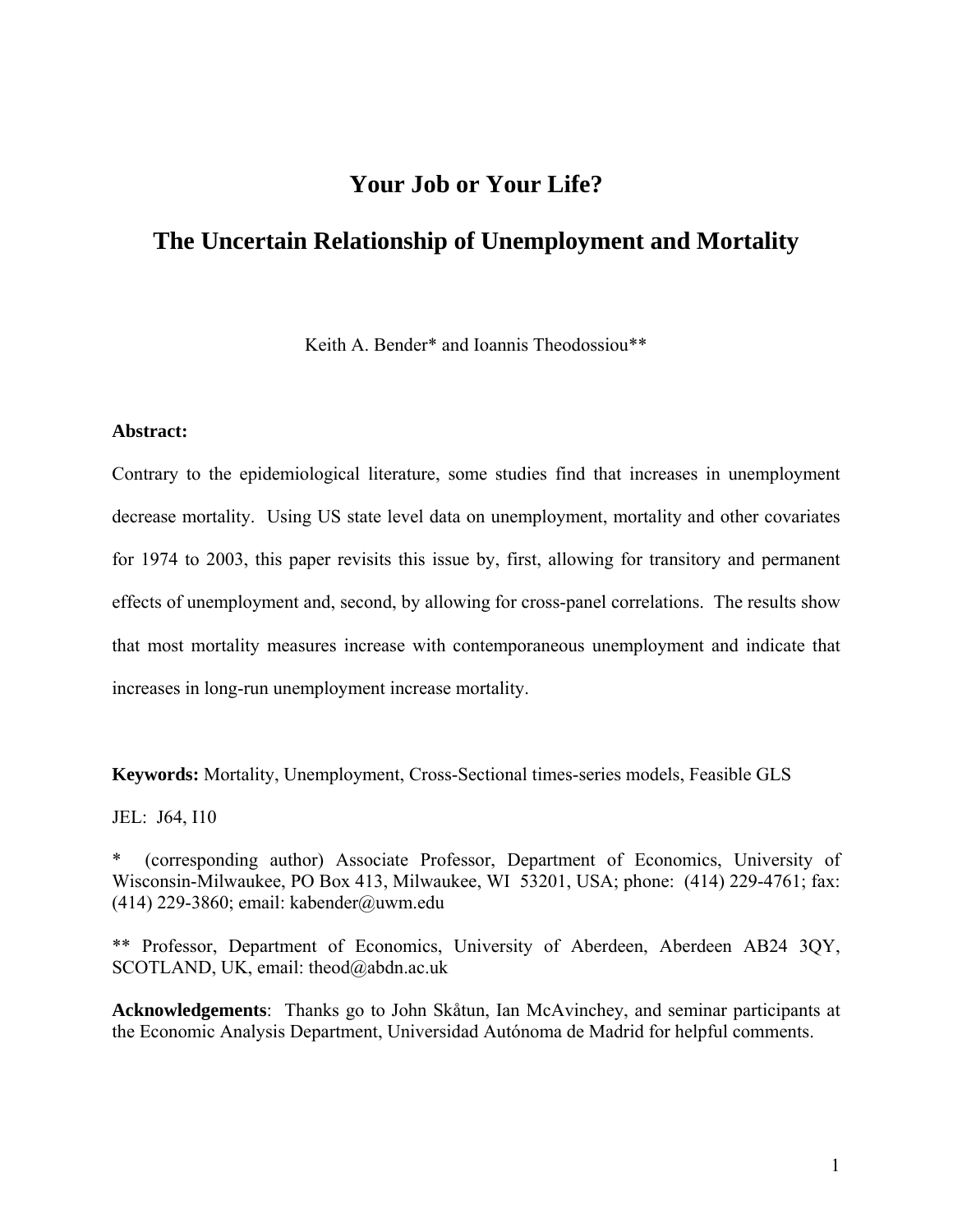# Your Job or Your Life?

# The Uncertain Relationship of Unemployment and Mortality

Keith A. Bender* and Ioannis Theodossiou**

**Abstract:**

Contrary to the epidemiological literature, some studies find that increases in unemployment decrease mortality. Using US state level data on unemployment, mortality and other covariates for 1974 to 2003, this paper revisits this issue by, first, allowing for transitory and permanent effects of unemployment and, second, by allowing for cross-panel correlations. The results show that most mortality measures increase with contemporaneous unemployment and indicate that increases in long-run unemployment increase mortality.

**Keywords:** Mortality, Unemployment, Cross-Sectional times-series models, Feasible GLS

JEL: J64, I10

* (corresponding author) Associate Professor, Department of Economics, University of Wisconsin-Milwaukee, PO Box 413, Milwaukee, WI 53201, USA; phone: (414) 229-4761; fax: (414) 229-3860; email: kabender@uwm.edu

** Professor, Department of Economics, University of Aberdeen, Aberdeen AB24 3QY, SCOTLAND, UK, email: theod@abdn.ac.uk

**Acknowledgements**: Thanks go to John Skåtun, Ian McAvinchey, and seminar participants at the Economic Analysis Department, Universidad Autónoma de Madrid for helpful comments.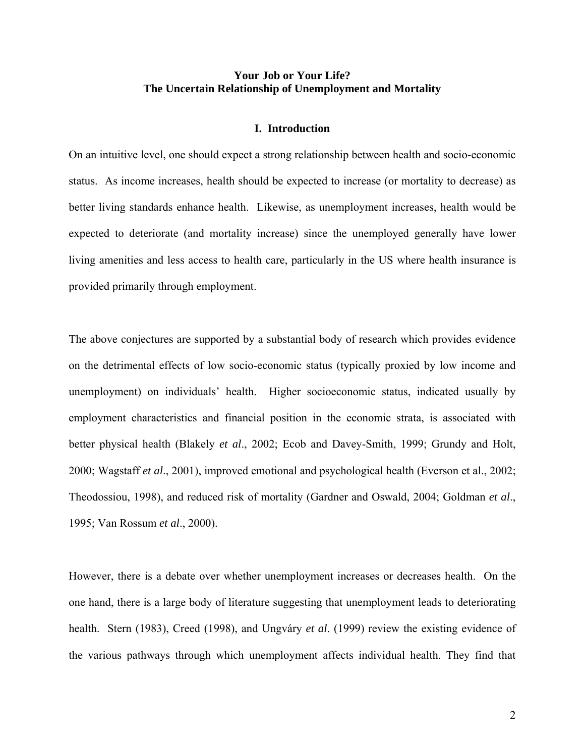**Your Job or Your Life?**
**The Uncertain Relationship of Unemployment and Mortality**

## I. Introduction

On an intuitive level, one should expect a strong relationship between health and socio-economic status. As income increases, health should be expected to increase (or mortality to decrease) as better living standards enhance health. Likewise, as unemployment increases, health would be expected to deteriorate (and mortality increase) since the unemployed generally have lower living amenities and less access to health care, particularly in the US where health insurance is provided primarily through employment.

The above conjectures are supported by a substantial body of research which provides evidence on the detrimental effects of low socio-economic status (typically proxied by low income and unemployment) on individuals' health. Higher socioeconomic status, indicated usually by employment characteristics and financial position in the economic strata, is associated with better physical health (Blakely *et al*., 2002; Ecob and Davey-Smith, 1999; Grundy and Holt, 2000; Wagstaff *et al*., 2001), improved emotional and psychological health (Everson et al., 2002; Theodossiou, 1998), and reduced risk of mortality (Gardner and Oswald, 2004; Goldman *et al*., 1995; Van Rossum *et al*., 2000).

However, there is a debate over whether unemployment increases or decreases health. On the one hand, there is a large body of literature suggesting that unemployment leads to deteriorating health. Stern (1983), Creed (1998), and Ungváry *et al*. (1999) review the existing evidence of the various pathways through which unemployment affects individual health. They find that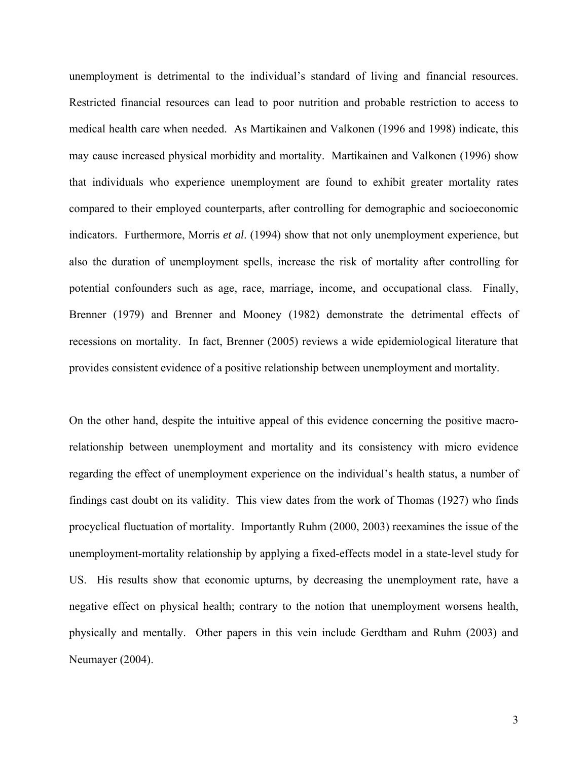unemployment is detrimental to the individual's standard of living and financial resources. Restricted financial resources can lead to poor nutrition and probable restriction to access to medical health care when needed. As Martikainen and Valkonen (1996 and 1998) indicate, this may cause increased physical morbidity and mortality. Martikainen and Valkonen (1996) show that individuals who experience unemployment are found to exhibit greater mortality rates compared to their employed counterparts, after controlling for demographic and socioeconomic indicators. Furthermore, Morris *et al*. (1994) show that not only unemployment experience, but also the duration of unemployment spells, increase the risk of mortality after controlling for potential confounders such as age, race, marriage, income, and occupational class. Finally, Brenner (1979) and Brenner and Mooney (1982) demonstrate the detrimental effects of recessions on mortality. In fact, Brenner (2005) reviews a wide epidemiological literature that provides consistent evidence of a positive relationship between unemployment and mortality.

On the other hand, despite the intuitive appeal of this evidence concerning the positive macro-relationship between unemployment and mortality and its consistency with micro evidence regarding the effect of unemployment experience on the individual's health status, a number of findings cast doubt on its validity. This view dates from the work of Thomas (1927) who finds procyclical fluctuation of mortality. Importantly Ruhm (2000, 2003) reexamines the issue of the unemployment-mortality relationship by applying a fixed-effects model in a state-level study for US. His results show that economic upturns, by decreasing the unemployment rate, have a negative effect on physical health; contrary to the notion that unemployment worsens health, physically and mentally. Other papers in this vein include Gerdtham and Ruhm (2003) and Neumayer (2004).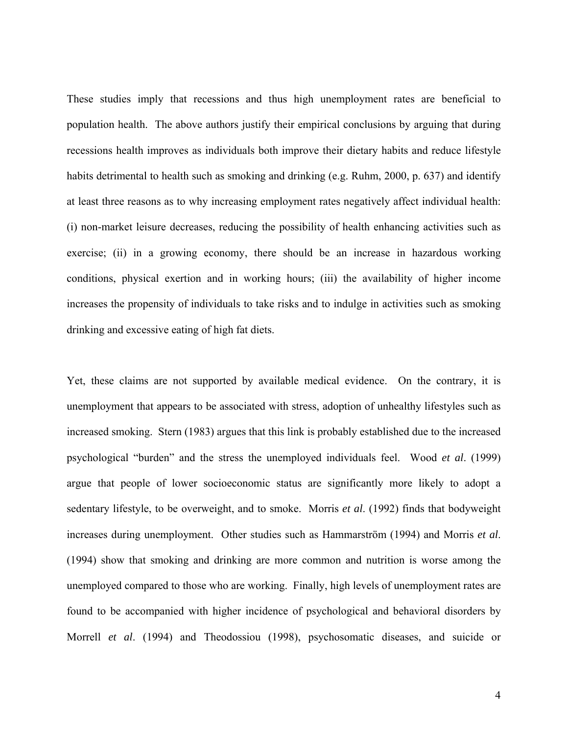These studies imply that recessions and thus high unemployment rates are beneficial to population health. The above authors justify their empirical conclusions by arguing that during recessions health improves as individuals both improve their dietary habits and reduce lifestyle habits detrimental to health such as smoking and drinking (e.g. Ruhm, 2000, p. 637) and identify at least three reasons as to why increasing employment rates negatively affect individual health: (i) non-market leisure decreases, reducing the possibility of health enhancing activities such as exercise; (ii) in a growing economy, there should be an increase in hazardous working conditions, physical exertion and in working hours; (iii) the availability of higher income increases the propensity of individuals to take risks and to indulge in activities such as smoking drinking and excessive eating of high fat diets.

Yet, these claims are not supported by available medical evidence. On the contrary, it is unemployment that appears to be associated with stress, adoption of unhealthy lifestyles such as increased smoking. Stern (1983) argues that this link is probably established due to the increased psychological "burden" and the stress the unemployed individuals feel. Wood *et al*. (1999) argue that people of lower socioeconomic status are significantly more likely to adopt a sedentary lifestyle, to be overweight, and to smoke. Morris *et al*. (1992) finds that bodyweight increases during unemployment. Other studies such as Hammarström (1994) and Morris *et al*. (1994) show that smoking and drinking are more common and nutrition is worse among the unemployed compared to those who are working. Finally, high levels of unemployment rates are found to be accompanied with higher incidence of psychological and behavioral disorders by Morrell *et al*. (1994) and Theodossiou (1998), psychosomatic diseases, and suicide or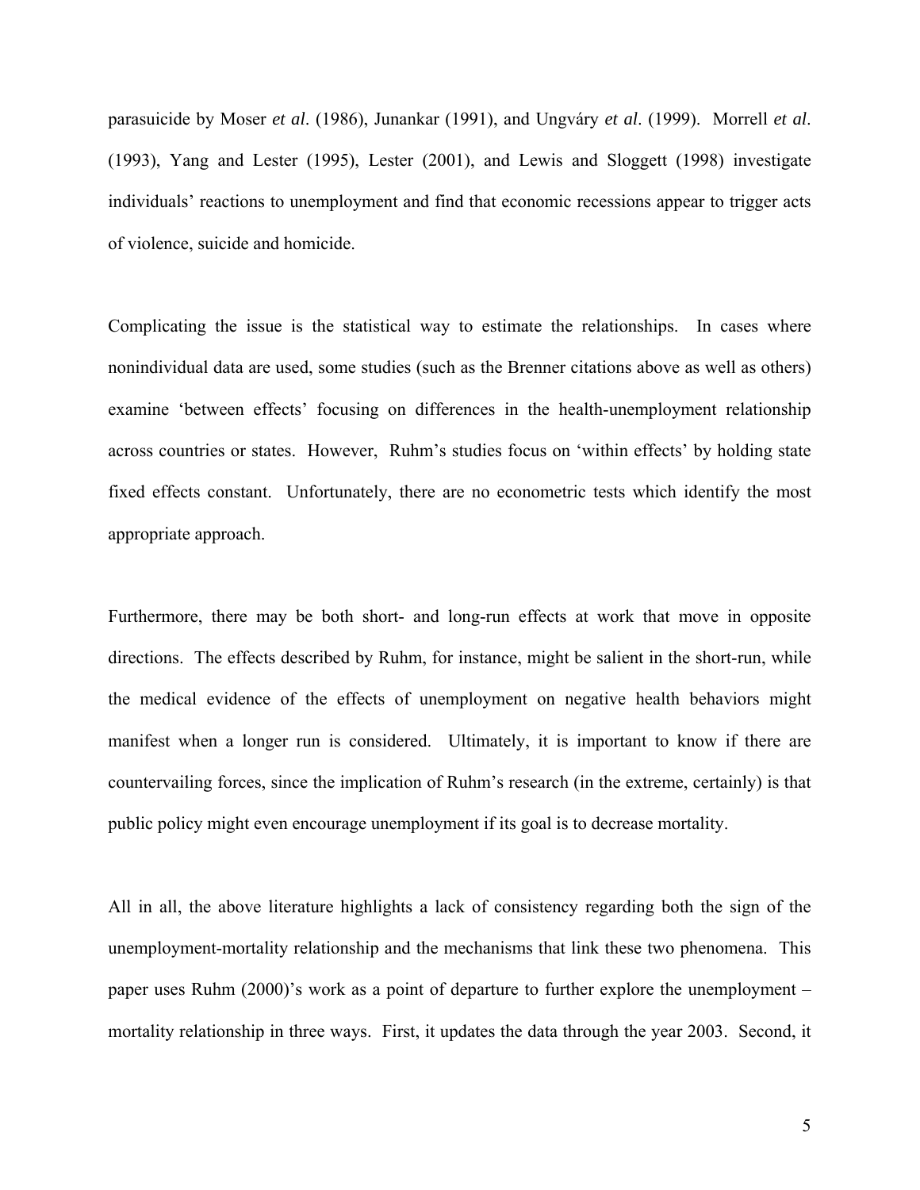parasuicide by Moser *et al*. (1986), Junankar (1991), and Ungváry *et al*. (1999). Morrell *et al*. (1993), Yang and Lester (1995), Lester (2001), and Lewis and Sloggett (1998) investigate individuals' reactions to unemployment and find that economic recessions appear to trigger acts of violence, suicide and homicide.

Complicating the issue is the statistical way to estimate the relationships. In cases where nonindividual data are used, some studies (such as the Brenner citations above as well as others) examine 'between effects' focusing on differences in the health-unemployment relationship across countries or states. However, Ruhm's studies focus on 'within effects' by holding state fixed effects constant. Unfortunately, there are no econometric tests which identify the most appropriate approach.

Furthermore, there may be both short- and long-run effects at work that move in opposite directions. The effects described by Ruhm, for instance, might be salient in the short-run, while the medical evidence of the effects of unemployment on negative health behaviors might manifest when a longer run is considered. Ultimately, it is important to know if there are countervailing forces, since the implication of Ruhm's research (in the extreme, certainly) is that public policy might even encourage unemployment if its goal is to decrease mortality.

All in all, the above literature highlights a lack of consistency regarding both the sign of the unemployment-mortality relationship and the mechanisms that link these two phenomena. This paper uses Ruhm (2000)'s work as a point of departure to further explore the unemployment – mortality relationship in three ways. First, it updates the data through the year 2003. Second, it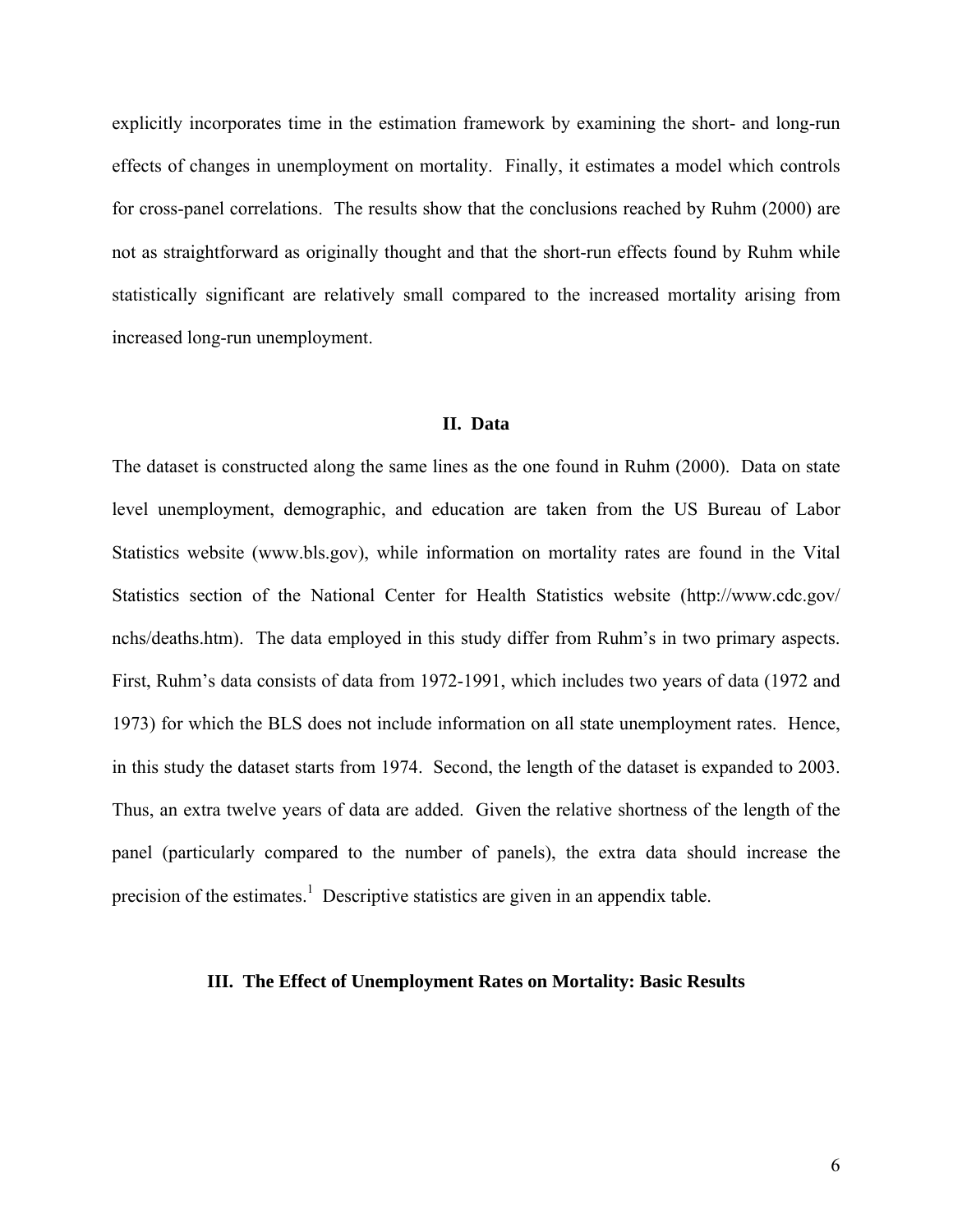explicitly incorporates time in the estimation framework by examining the short- and long-run effects of changes in unemployment on mortality. Finally, it estimates a model which controls for cross-panel correlations. The results show that the conclusions reached by Ruhm (2000) are not as straightforward as originally thought and that the short-run effects found by Ruhm while statistically significant are relatively small compared to the increased mortality arising from increased long-run unemployment.

## II. Data

The dataset is constructed along the same lines as the one found in Ruhm (2000). Data on state level unemployment, demographic, and education are taken from the US Bureau of Labor Statistics website (www.bls.gov), while information on mortality rates are found in the Vital Statistics section of the National Center for Health Statistics website (http://www.cdc.gov/nchs/deaths.htm). The data employed in this study differ from Ruhm's in two primary aspects. First, Ruhm's data consists of data from 1972-1991, which includes two years of data (1972 and 1973) for which the BLS does not include information on all state unemployment rates. Hence, in this study the dataset starts from 1974. Second, the length of the dataset is expanded to 2003. Thus, an extra twelve years of data are added. Given the relative shortness of the length of the panel (particularly compared to the number of panels), the extra data should increase the precision of the estimates.[1] Descriptive statistics are given in an appendix table.

## III. The Effect of Unemployment Rates on Mortality: Basic Results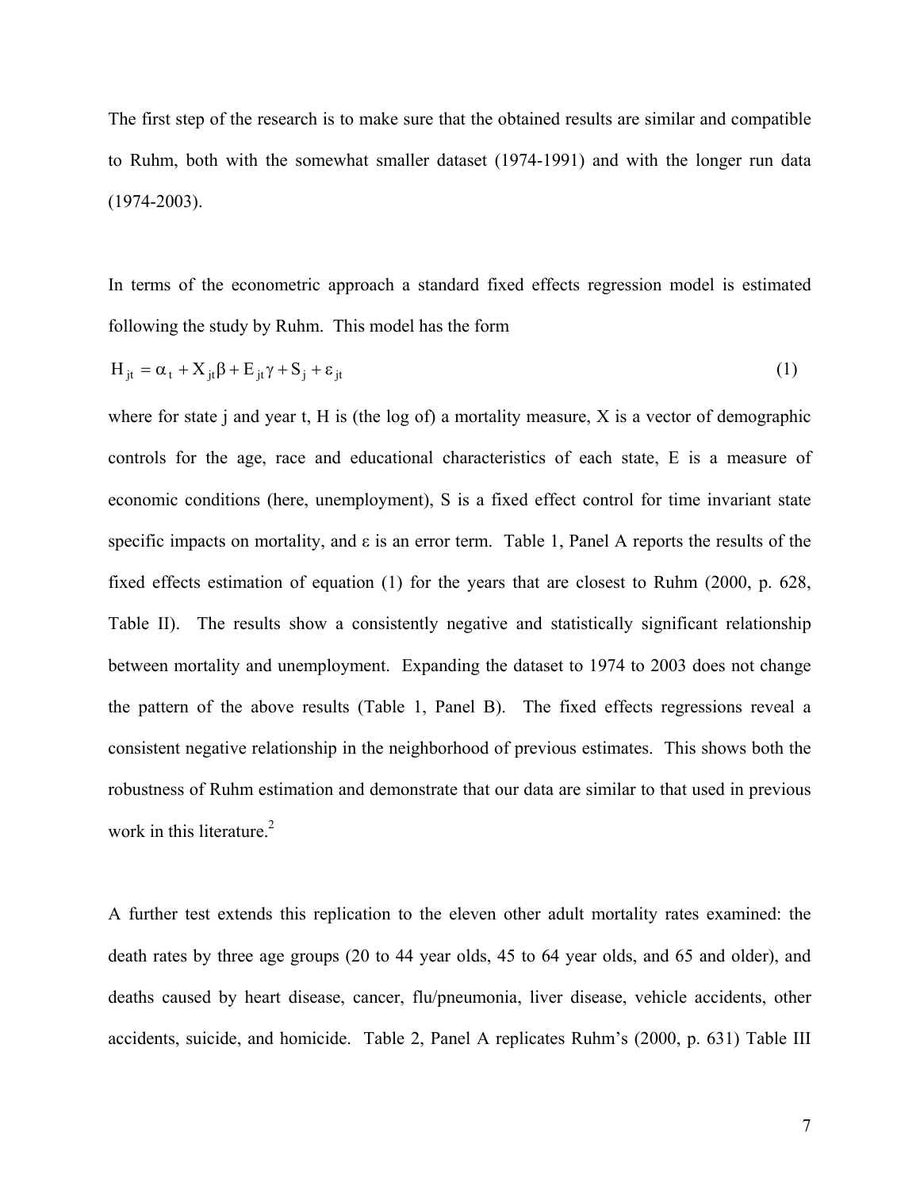The first step of the research is to make sure that the obtained results are similar and compatible to Ruhm, both with the somewhat smaller dataset (1974-1991) and with the longer run data (1974-2003).

In terms of the econometric approach a standard fixed effects regression model is estimated following the study by Ruhm. This model has the form

$$H_{jt} = \alpha_t + X_{jt}\beta + E_{jt}\gamma + S_j + \varepsilon_{jt} \tag{1}$$

where for state j and year t, H is (the log of) a mortality measure, X is a vector of demographic controls for the age, race and educational characteristics of each state, E is a measure of economic conditions (here, unemployment), S is a fixed effect control for time invariant state specific impacts on mortality, and $\varepsilon$ is an error term. Table 1, Panel A reports the results of the fixed effects estimation of equation (1) for the years that are closest to Ruhm (2000, p. 628, Table II). The results show a consistently negative and statistically significant relationship between mortality and unemployment. Expanding the dataset to 1974 to 2003 does not change the pattern of the above results (Table 1, Panel B). The fixed effects regressions reveal a consistent negative relationship in the neighborhood of previous estimates. This shows both the robustness of Ruhm estimation and demonstrate that our data are similar to that used in previous work in this literature.[2]

A further test extends this replication to the eleven other adult mortality rates examined: the death rates by three age groups (20 to 44 year olds, 45 to 64 year olds, and 65 and older), and deaths caused by heart disease, cancer, flu/pneumonia, liver disease, vehicle accidents, other accidents, suicide, and homicide. Table 2, Panel A replicates Ruhm's (2000, p. 631) Table III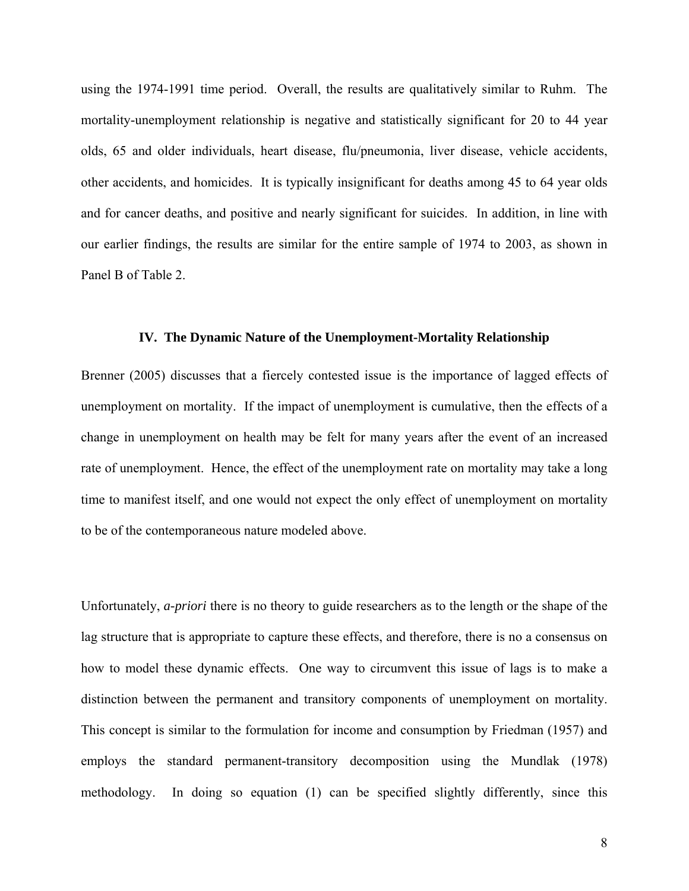using the 1974-1991 time period. Overall, the results are qualitatively similar to Ruhm. The mortality-unemployment relationship is negative and statistically significant for 20 to 44 year olds, 65 and older individuals, heart disease, flu/pneumonia, liver disease, vehicle accidents, other accidents, and homicides. It is typically insignificant for deaths among 45 to 64 year olds and for cancer deaths, and positive and nearly significant for suicides. In addition, in line with our earlier findings, the results are similar for the entire sample of 1974 to 2003, as shown in Panel B of Table 2.

## IV. The Dynamic Nature of the Unemployment-Mortality Relationship

Brenner (2005) discusses that a fiercely contested issue is the importance of lagged effects of unemployment on mortality. If the impact of unemployment is cumulative, then the effects of a change in unemployment on health may be felt for many years after the event of an increased rate of unemployment. Hence, the effect of the unemployment rate on mortality may take a long time to manifest itself, and one would not expect the only effect of unemployment on mortality to be of the contemporaneous nature modeled above.

Unfortunately, *a-priori* there is no theory to guide researchers as to the length or the shape of the lag structure that is appropriate to capture these effects, and therefore, there is no a consensus on how to model these dynamic effects. One way to circumvent this issue of lags is to make a distinction between the permanent and transitory components of unemployment on mortality. This concept is similar to the formulation for income and consumption by Friedman (1957) and employs the standard permanent-transitory decomposition using the Mundlak (1978) methodology. In doing so equation (1) can be specified slightly differently, since this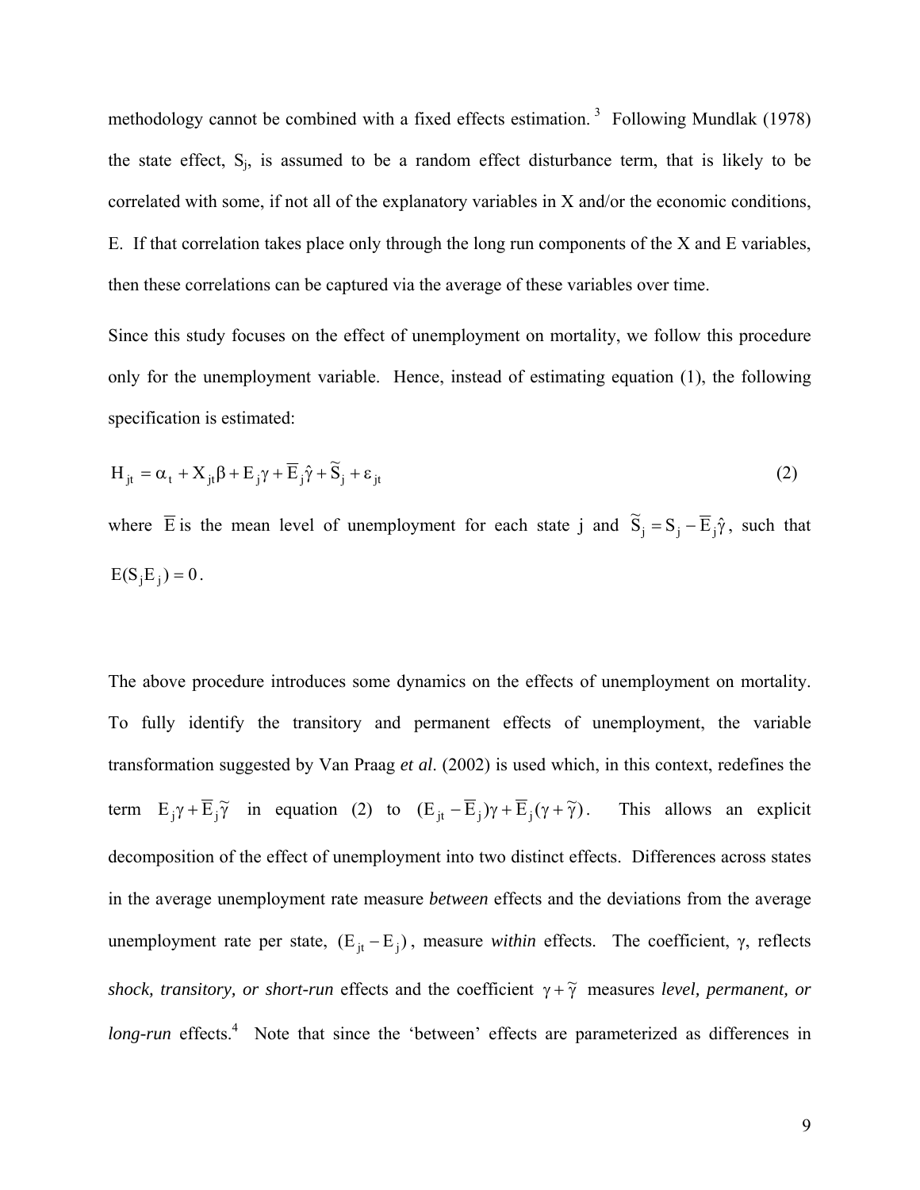methodology cannot be combined with a fixed effects estimation. [3] Following Mundlak (1978) the state effect, $S_j$, is assumed to be a random effect disturbance term, that is likely to be correlated with some, if not all of the explanatory variables in X and/or the economic conditions, E. If that correlation takes place only through the long run components of the X and E variables, then these correlations can be captured via the average of these variables over time.

Since this study focuses on the effect of unemployment on mortality, we follow this procedure only for the unemployment variable. Hence, instead of estimating equation (1), the following specification is estimated:

$$H_{jt} = \alpha_t + X_{jt}\beta + E_j\gamma + \overline{E}_j\hat{\gamma} + \widetilde{S}_j + \varepsilon_{jt} \tag{2}$$

where $\overline{E}$ is the mean level of unemployment for each state j and $\widetilde{S}_j = S_j - \overline{E}_j\hat{\gamma}$, such that $E(S_j E_j) = 0$.

The above procedure introduces some dynamics on the effects of unemployment on mortality. To fully identify the transitory and permanent effects of unemployment, the variable transformation suggested by Van Praag *et al*. (2002) is used which, in this context, redefines the term $E_j\gamma + \overline{E}_j\widetilde{\gamma}$ in equation (2) to $(E_{jt} - \overline{E}_j)\gamma + \overline{E}_j(\gamma + \widetilde{\gamma})$. This allows an explicit decomposition of the effect of unemployment into two distinct effects. Differences across states in the average unemployment rate measure *between* effects and the deviations from the average unemployment rate per state, $(E_{jt} - E_j)$, measure *within* effects. The coefficient, $\gamma$, reflects *shock, transitory, or short-run* effects and the coefficient $\gamma + \widetilde{\gamma}$ measures *level, permanent, or long-run* effects.[4] Note that since the 'between' effects are parameterized as differences in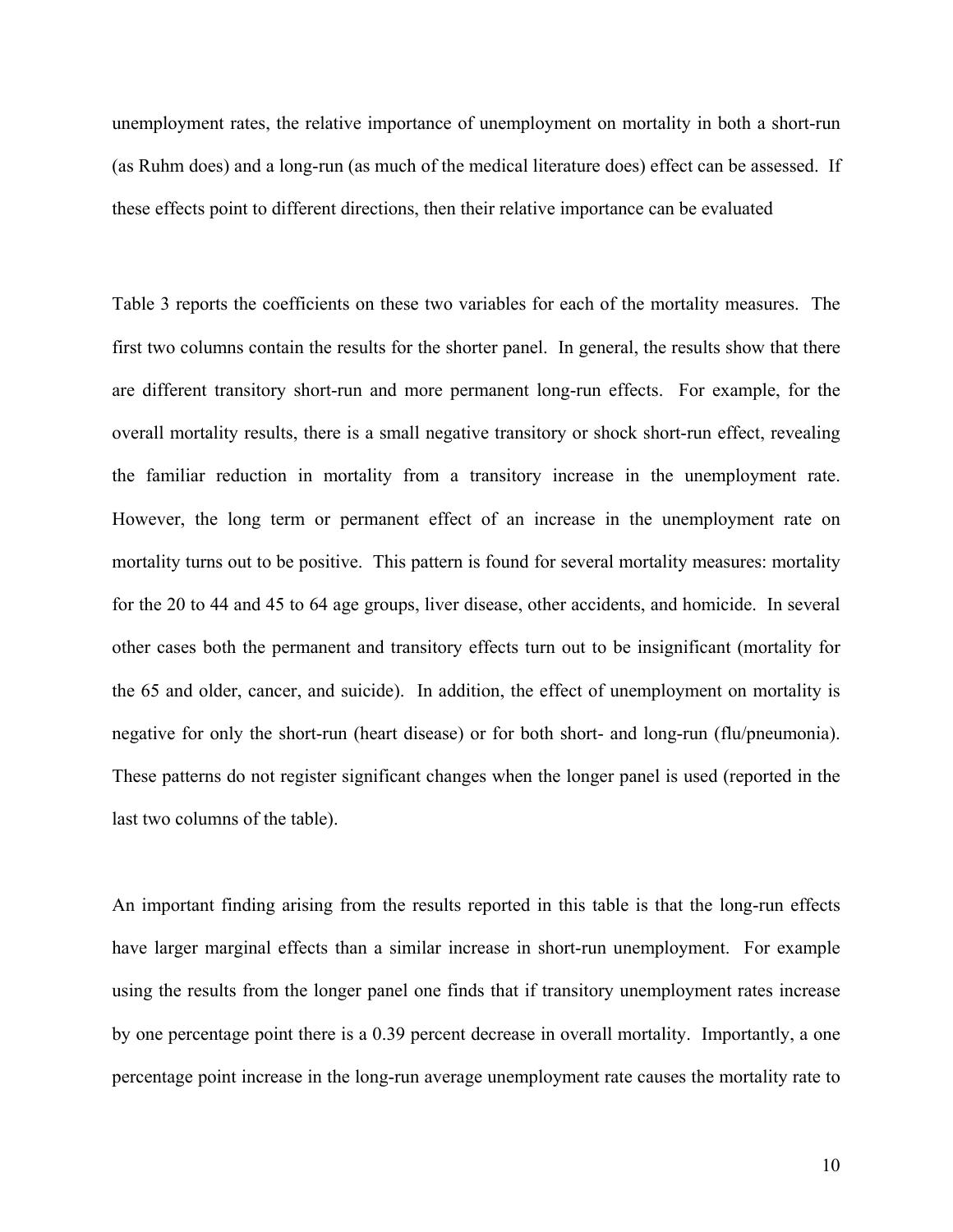unemployment rates, the relative importance of unemployment on mortality in both a short-run (as Ruhm does) and a long-run (as much of the medical literature does) effect can be assessed. If these effects point to different directions, then their relative importance can be evaluated

Table 3 reports the coefficients on these two variables for each of the mortality measures. The first two columns contain the results for the shorter panel. In general, the results show that there are different transitory short-run and more permanent long-run effects. For example, for the overall mortality results, there is a small negative transitory or shock short-run effect, revealing the familiar reduction in mortality from a transitory increase in the unemployment rate. However, the long term or permanent effect of an increase in the unemployment rate on mortality turns out to be positive. This pattern is found for several mortality measures: mortality for the 20 to 44 and 45 to 64 age groups, liver disease, other accidents, and homicide. In several other cases both the permanent and transitory effects turn out to be insignificant (mortality for the 65 and older, cancer, and suicide). In addition, the effect of unemployment on mortality is negative for only the short-run (heart disease) or for both short- and long-run (flu/pneumonia). These patterns do not register significant changes when the longer panel is used (reported in the last two columns of the table).

An important finding arising from the results reported in this table is that the long-run effects have larger marginal effects than a similar increase in short-run unemployment. For example using the results from the longer panel one finds that if transitory unemployment rates increase by one percentage point there is a 0.39 percent decrease in overall mortality. Importantly, a one percentage point increase in the long-run average unemployment rate causes the mortality rate to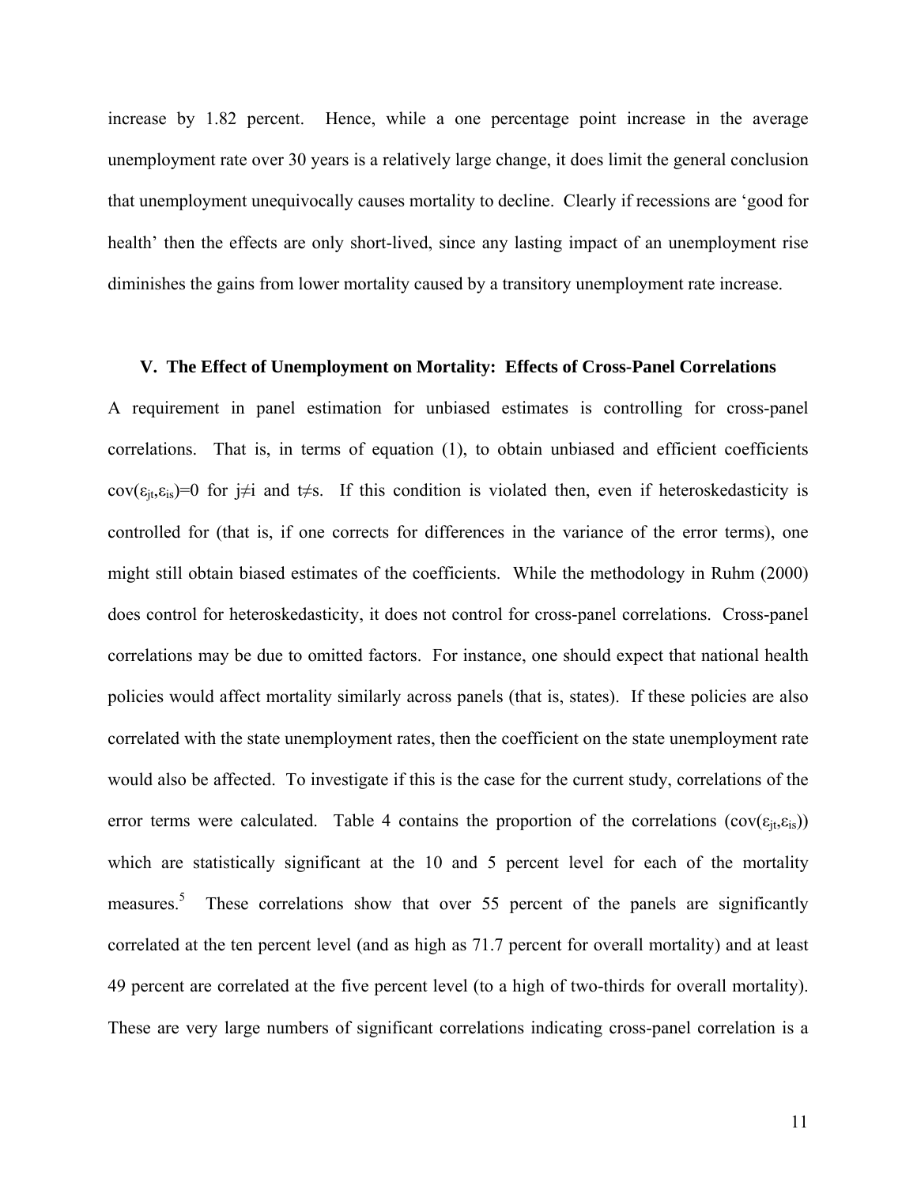increase by 1.82 percent. Hence, while a one percentage point increase in the average unemployment rate over 30 years is a relatively large change, it does limit the general conclusion that unemployment unequivocally causes mortality to decline. Clearly if recessions are 'good for health' then the effects are only short-lived, since any lasting impact of an unemployment rise diminishes the gains from lower mortality caused by a transitory unemployment rate increase.

### V. The Effect of Unemployment on Mortality: Effects of Cross-Panel Correlations

A requirement in panel estimation for unbiased estimates is controlling for cross-panel correlations. That is, in terms of equation (1), to obtain unbiased and efficient coefficients $\text{cov}(\varepsilon_{jt},\varepsilon_{is})=0$ for $j\neq i$ and $t\neq s$. If this condition is violated then, even if heteroskedasticity is controlled for (that is, if one corrects for differences in the variance of the error terms), one might still obtain biased estimates of the coefficients. While the methodology in Ruhm (2000) does control for heteroskedasticity, it does not control for cross-panel correlations. Cross-panel correlations may be due to omitted factors. For instance, one should expect that national health policies would affect mortality similarly across panels (that is, states). If these policies are also correlated with the state unemployment rates, then the coefficient on the state unemployment rate would also be affected. To investigate if this is the case for the current study, correlations of the error terms were calculated. Table 4 contains the proportion of the correlations ($\text{cov}(\varepsilon_{jt},\varepsilon_{is})$) which are statistically significant at the 10 and 5 percent level for each of the mortality measures.[5] These correlations show that over 55 percent of the panels are significantly correlated at the ten percent level (and as high as 71.7 percent for overall mortality) and at least 49 percent are correlated at the five percent level (to a high of two-thirds for overall mortality). These are very large numbers of significant correlations indicating cross-panel correlation is a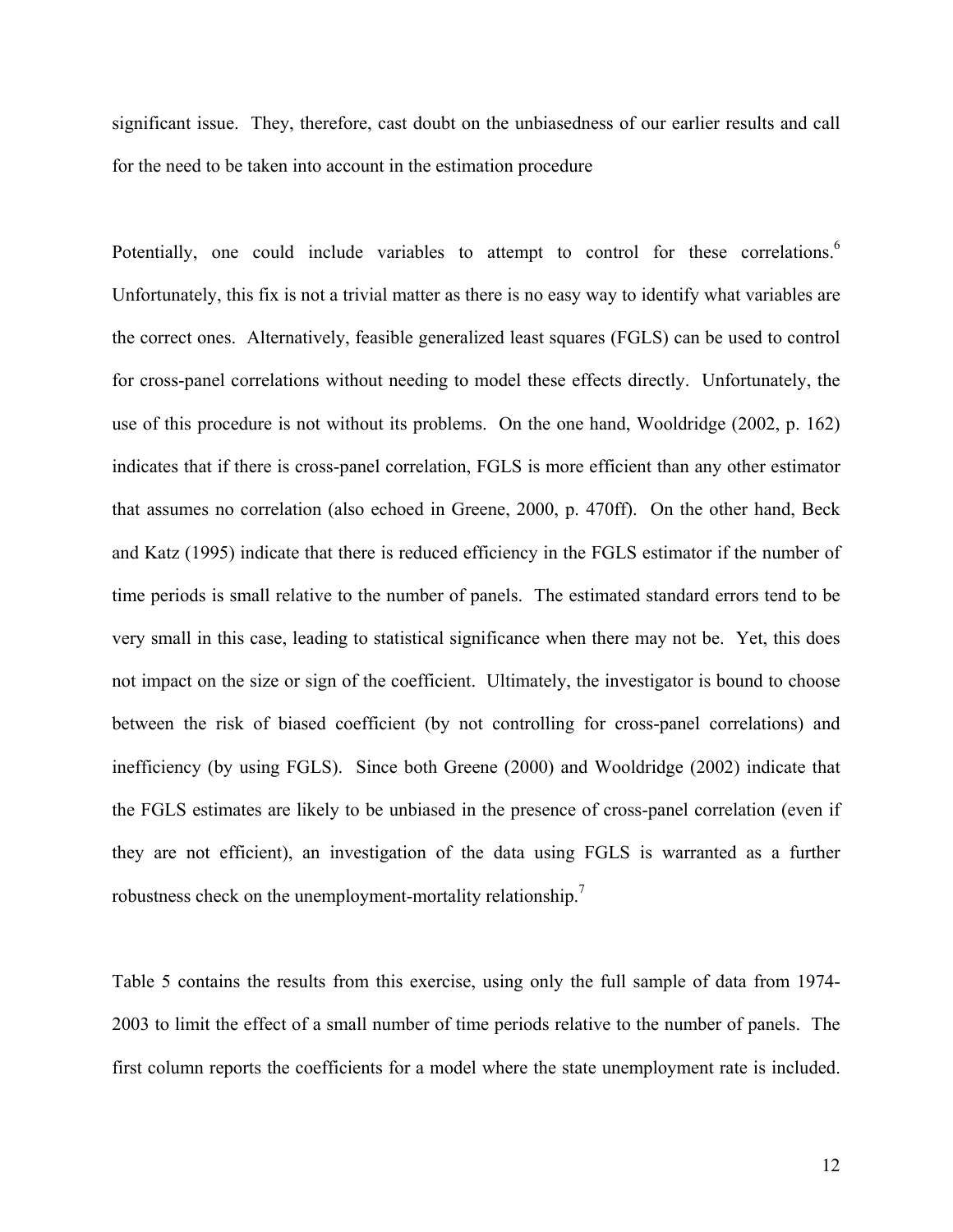significant issue. They, therefore, cast doubt on the unbiasedness of our earlier results and call for the need to be taken into account in the estimation procedure

Potentially, one could include variables to attempt to control for these correlations.[6] Unfortunately, this fix is not a trivial matter as there is no easy way to identify what variables are the correct ones. Alternatively, feasible generalized least squares (FGLS) can be used to control for cross-panel correlations without needing to model these effects directly. Unfortunately, the use of this procedure is not without its problems. On the one hand, Wooldridge (2002, p. 162) indicates that if there is cross-panel correlation, FGLS is more efficient than any other estimator that assumes no correlation (also echoed in Greene, 2000, p. 470ff). On the other hand, Beck and Katz (1995) indicate that there is reduced efficiency in the FGLS estimator if the number of time periods is small relative to the number of panels. The estimated standard errors tend to be very small in this case, leading to statistical significance when there may not be. Yet, this does not impact on the size or sign of the coefficient. Ultimately, the investigator is bound to choose between the risk of biased coefficient (by not controlling for cross-panel correlations) and inefficiency (by using FGLS). Since both Greene (2000) and Wooldridge (2002) indicate that the FGLS estimates are likely to be unbiased in the presence of cross-panel correlation (even if they are not efficient), an investigation of the data using FGLS is warranted as a further robustness check on the unemployment-mortality relationship.[7]

Table 5 contains the results from this exercise, using only the full sample of data from 1974-2003 to limit the effect of a small number of time periods relative to the number of panels. The first column reports the coefficients for a model where the state unemployment rate is included.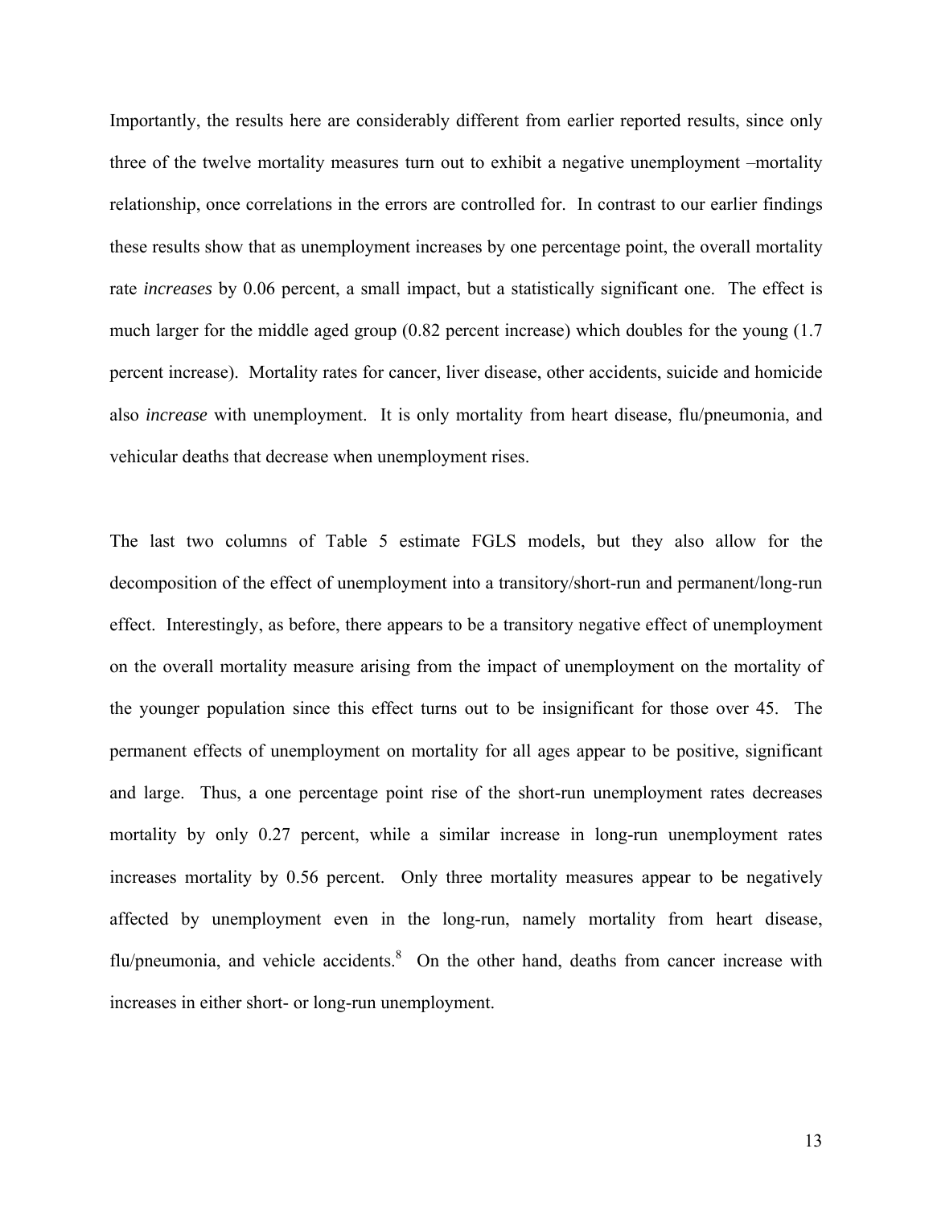Importantly, the results here are considerably different from earlier reported results, since only three of the twelve mortality measures turn out to exhibit a negative unemployment –mortality relationship, once correlations in the errors are controlled for. In contrast to our earlier findings these results show that as unemployment increases by one percentage point, the overall mortality rate *increases* by 0.06 percent, a small impact, but a statistically significant one. The effect is much larger for the middle aged group (0.82 percent increase) which doubles for the young (1.7 percent increase). Mortality rates for cancer, liver disease, other accidents, suicide and homicide also *increase* with unemployment. It is only mortality from heart disease, flu/pneumonia, and vehicular deaths that decrease when unemployment rises.

The last two columns of Table 5 estimate FGLS models, but they also allow for the decomposition of the effect of unemployment into a transitory/short-run and permanent/long-run effect. Interestingly, as before, there appears to be a transitory negative effect of unemployment on the overall mortality measure arising from the impact of unemployment on the mortality of the younger population since this effect turns out to be insignificant for those over 45. The permanent effects of unemployment on mortality for all ages appear to be positive, significant and large. Thus, a one percentage point rise of the short-run unemployment rates decreases mortality by only 0.27 percent, while a similar increase in long-run unemployment rates increases mortality by 0.56 percent. Only three mortality measures appear to be negatively affected by unemployment even in the long-run, namely mortality from heart disease, flu/pneumonia, and vehicle accidents.[8] On the other hand, deaths from cancer increase with increases in either short- or long-run unemployment.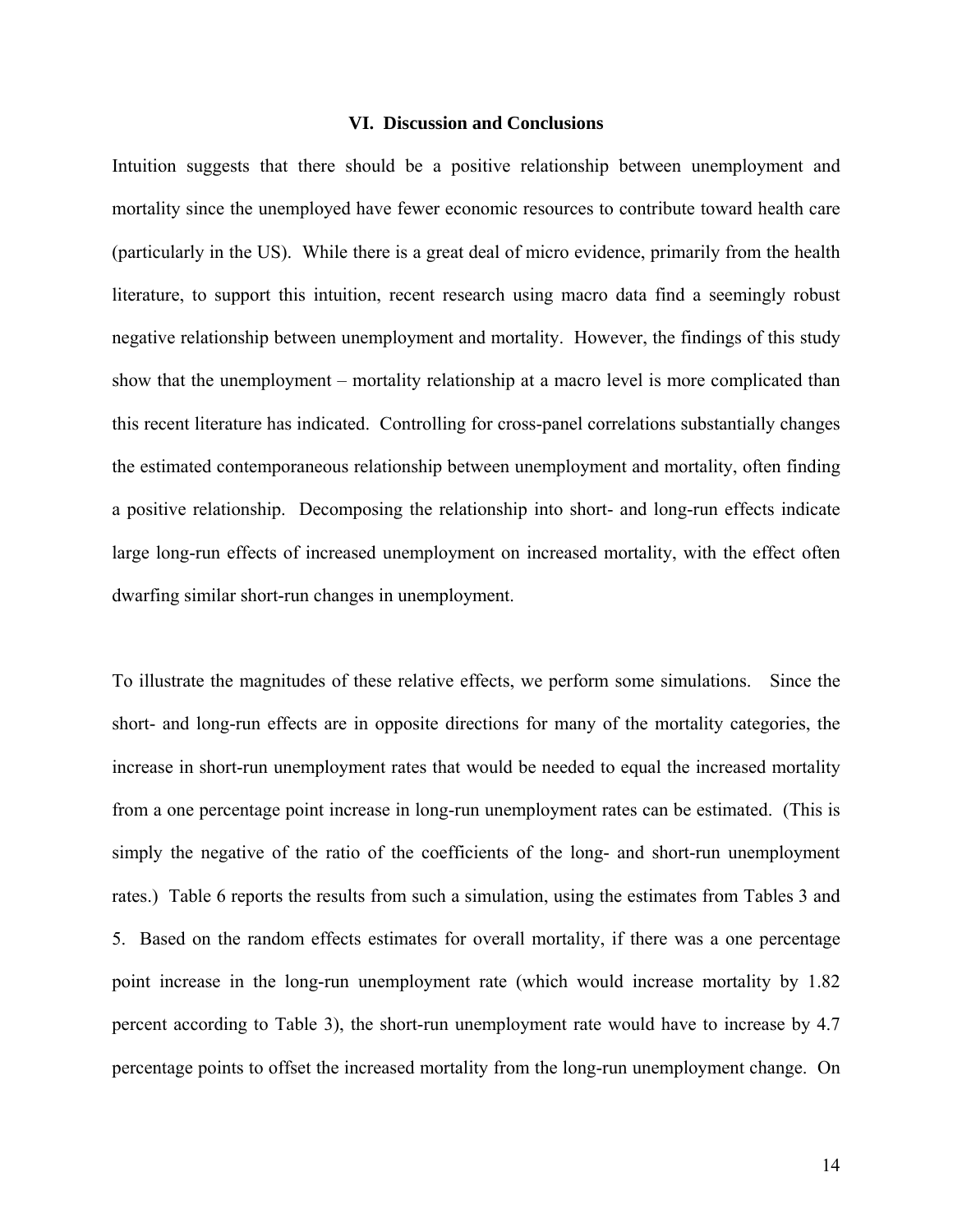## VI. Discussion and Conclusions

Intuition suggests that there should be a positive relationship between unemployment and mortality since the unemployed have fewer economic resources to contribute toward health care (particularly in the US). While there is a great deal of micro evidence, primarily from the health literature, to support this intuition, recent research using macro data find a seemingly robust negative relationship between unemployment and mortality. However, the findings of this study show that the unemployment – mortality relationship at a macro level is more complicated than this recent literature has indicated. Controlling for cross-panel correlations substantially changes the estimated contemporaneous relationship between unemployment and mortality, often finding a positive relationship. Decomposing the relationship into short- and long-run effects indicate large long-run effects of increased unemployment on increased mortality, with the effect often dwarfing similar short-run changes in unemployment.

To illustrate the magnitudes of these relative effects, we perform some simulations. Since the short- and long-run effects are in opposite directions for many of the mortality categories, the increase in short-run unemployment rates that would be needed to equal the increased mortality from a one percentage point increase in long-run unemployment rates can be estimated. (This is simply the negative of the ratio of the coefficients of the long- and short-run unemployment rates.) Table 6 reports the results from such a simulation, using the estimates from Tables 3 and 5. Based on the random effects estimates for overall mortality, if there was a one percentage point increase in the long-run unemployment rate (which would increase mortality by 1.82 percent according to Table 3), the short-run unemployment rate would have to increase by 4.7 percentage points to offset the increased mortality from the long-run unemployment change. On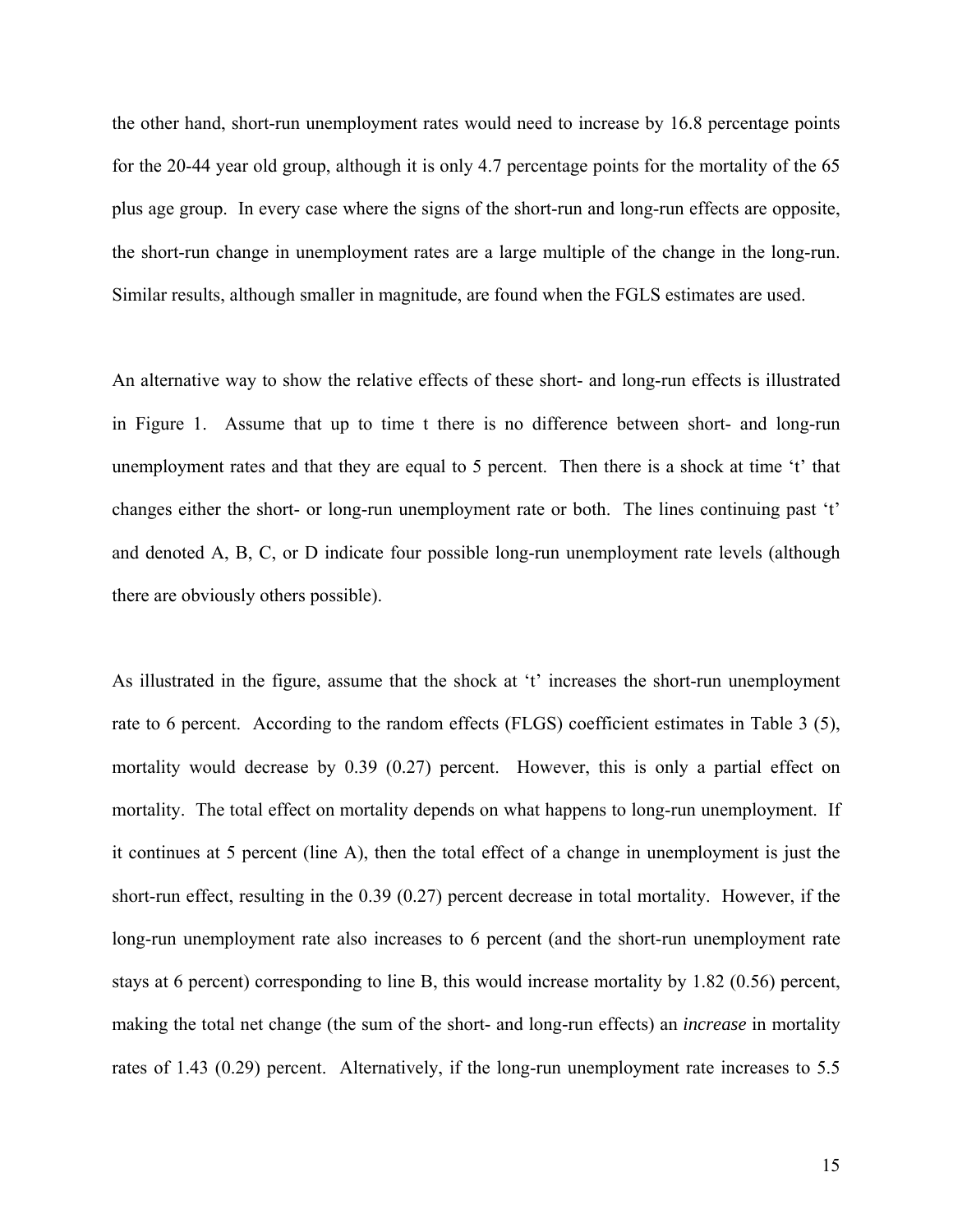the other hand, short-run unemployment rates would need to increase by 16.8 percentage points for the 20-44 year old group, although it is only 4.7 percentage points for the mortality of the 65 plus age group. In every case where the signs of the short-run and long-run effects are opposite, the short-run change in unemployment rates are a large multiple of the change in the long-run. Similar results, although smaller in magnitude, are found when the FGLS estimates are used.

An alternative way to show the relative effects of these short- and long-run effects is illustrated in Figure 1. Assume that up to time t there is no difference between short- and long-run unemployment rates and that they are equal to 5 percent. Then there is a shock at time 't' that changes either the short- or long-run unemployment rate or both. The lines continuing past 't' and denoted A, B, C, or D indicate four possible long-run unemployment rate levels (although there are obviously others possible).

As illustrated in the figure, assume that the shock at 't' increases the short-run unemployment rate to 6 percent. According to the random effects (FLGS) coefficient estimates in Table 3 (5), mortality would decrease by 0.39 (0.27) percent. However, this is only a partial effect on mortality. The total effect on mortality depends on what happens to long-run unemployment. If it continues at 5 percent (line A), then the total effect of a change in unemployment is just the short-run effect, resulting in the 0.39 (0.27) percent decrease in total mortality. However, if the long-run unemployment rate also increases to 6 percent (and the short-run unemployment rate stays at 6 percent) corresponding to line B, this would increase mortality by 1.82 (0.56) percent, making the total net change (the sum of the short- and long-run effects) an *increase* in mortality rates of 1.43 (0.29) percent. Alternatively, if the long-run unemployment rate increases to 5.5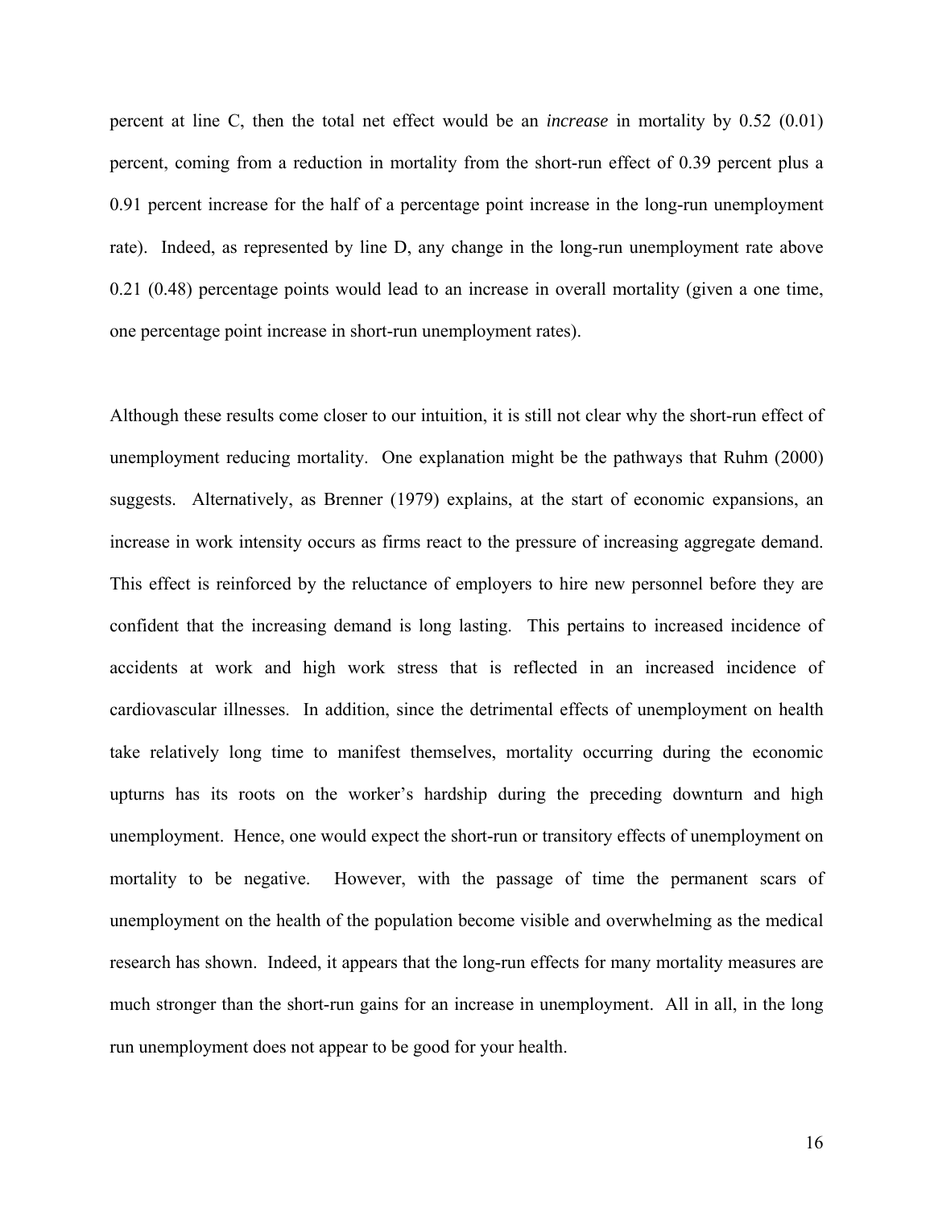percent at line C, then the total net effect would be an *increase* in mortality by 0.52 (0.01) percent, coming from a reduction in mortality from the short-run effect of 0.39 percent plus a 0.91 percent increase for the half of a percentage point increase in the long-run unemployment rate). Indeed, as represented by line D, any change in the long-run unemployment rate above 0.21 (0.48) percentage points would lead to an increase in overall mortality (given a one time, one percentage point increase in short-run unemployment rates).

Although these results come closer to our intuition, it is still not clear why the short-run effect of unemployment reducing mortality. One explanation might be the pathways that Ruhm (2000) suggests. Alternatively, as Brenner (1979) explains, at the start of economic expansions, an increase in work intensity occurs as firms react to the pressure of increasing aggregate demand. This effect is reinforced by the reluctance of employers to hire new personnel before they are confident that the increasing demand is long lasting. This pertains to increased incidence of accidents at work and high work stress that is reflected in an increased incidence of cardiovascular illnesses. In addition, since the detrimental effects of unemployment on health take relatively long time to manifest themselves, mortality occurring during the economic upturns has its roots on the worker's hardship during the preceding downturn and high unemployment. Hence, one would expect the short-run or transitory effects of unemployment on mortality to be negative. However, with the passage of time the permanent scars of unemployment on the health of the population become visible and overwhelming as the medical research has shown. Indeed, it appears that the long-run effects for many mortality measures are much stronger than the short-run gains for an increase in unemployment. All in all, in the long run unemployment does not appear to be good for your health.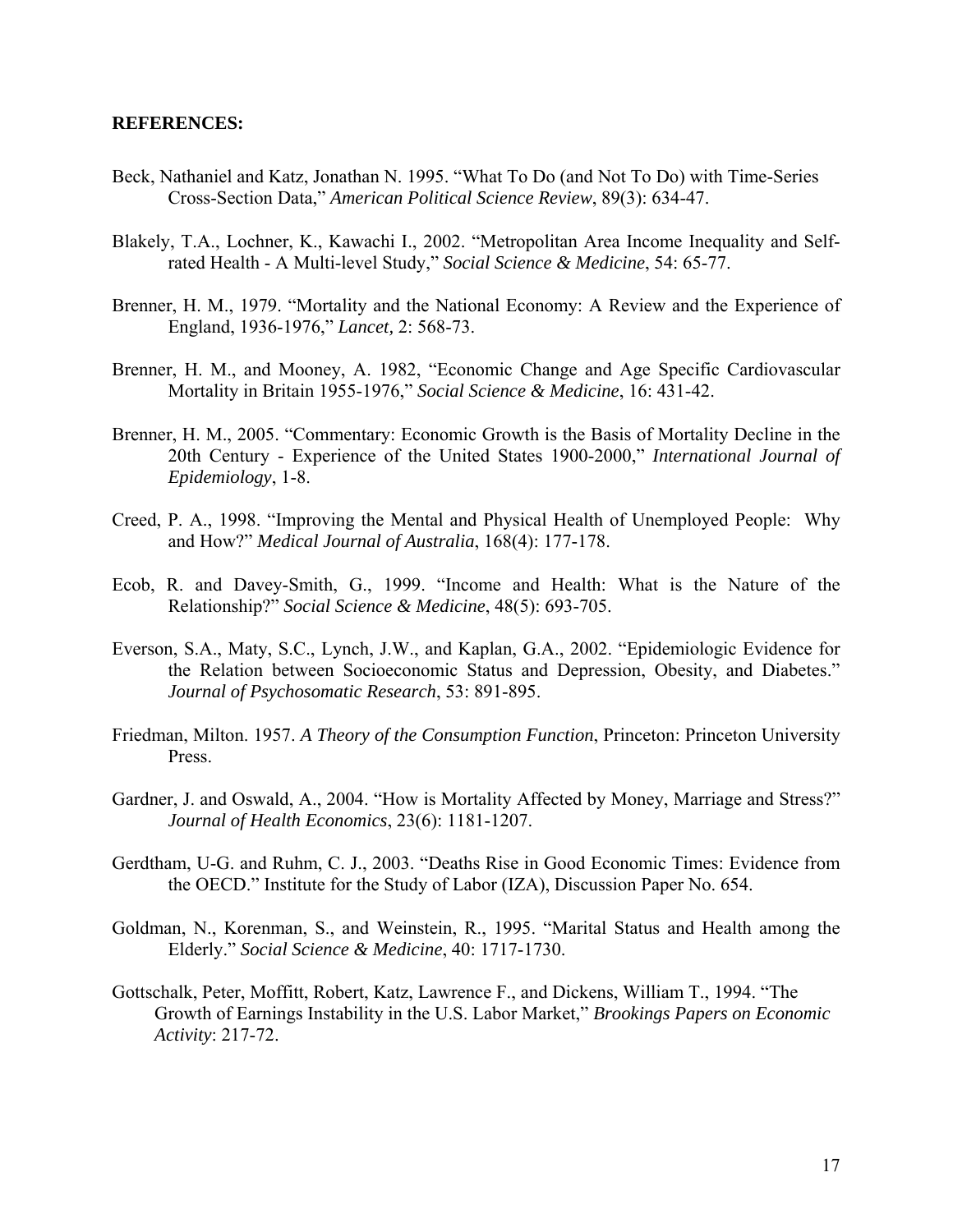**REFERENCES:**

Beck, Nathaniel and Katz, Jonathan N. 1995. "What To Do (and Not To Do) with Time-Series Cross-Section Data," *American Political Science Review*, 89(3): 634-47.

Blakely, T.A., Lochner, K., Kawachi I., 2002. "Metropolitan Area Income Inequality and Self-rated Health - A Multi-level Study," *Social Science & Medicine*, 54: 65-77.

Brenner, H. M., 1979. "Mortality and the National Economy: A Review and the Experience of England, 1936-1976," *Lancet,* 2: 568-73.

Brenner, H. M., and Mooney, A. 1982, "Economic Change and Age Specific Cardiovascular Mortality in Britain 1955-1976," *Social Science & Medicine*, 16: 431-42.

Brenner, H. M., 2005. "Commentary: Economic Growth is the Basis of Mortality Decline in the 20th Century - Experience of the United States 1900-2000," *International Journal of Epidemiology*, 1-8.

Creed, P. A., 1998. "Improving the Mental and Physical Health of Unemployed People: Why and How?" *Medical Journal of Australia*, 168(4): 177-178.

Ecob, R. and Davey-Smith, G., 1999. "Income and Health: What is the Nature of the Relationship?" *Social Science & Medicine*, 48(5): 693-705.

Everson, S.A., Maty, S.C., Lynch, J.W., and Kaplan, G.A., 2002. "Epidemiologic Evidence for the Relation between Socioeconomic Status and Depression, Obesity, and Diabetes." *Journal of Psychosomatic Research*, 53: 891-895.

Friedman, Milton. 1957. *A Theory of the Consumption Function*, Princeton: Princeton University Press.

Gardner, J. and Oswald, A., 2004. "How is Mortality Affected by Money, Marriage and Stress?" *Journal of Health Economics*, 23(6): 1181-1207.

Gerdtham, U-G. and Ruhm, C. J., 2003. "Deaths Rise in Good Economic Times: Evidence from the OECD." Institute for the Study of Labor (IZA), Discussion Paper No. 654.

Goldman, N., Korenman, S., and Weinstein, R., 1995. "Marital Status and Health among the Elderly." *Social Science & Medicine*, 40: 1717-1730.

Gottschalk, Peter, Moffitt, Robert, Katz, Lawrence F., and Dickens, William T., 1994. "The Growth of Earnings Instability in the U.S. Labor Market," *Brookings Papers on Economic Activity*: 217-72.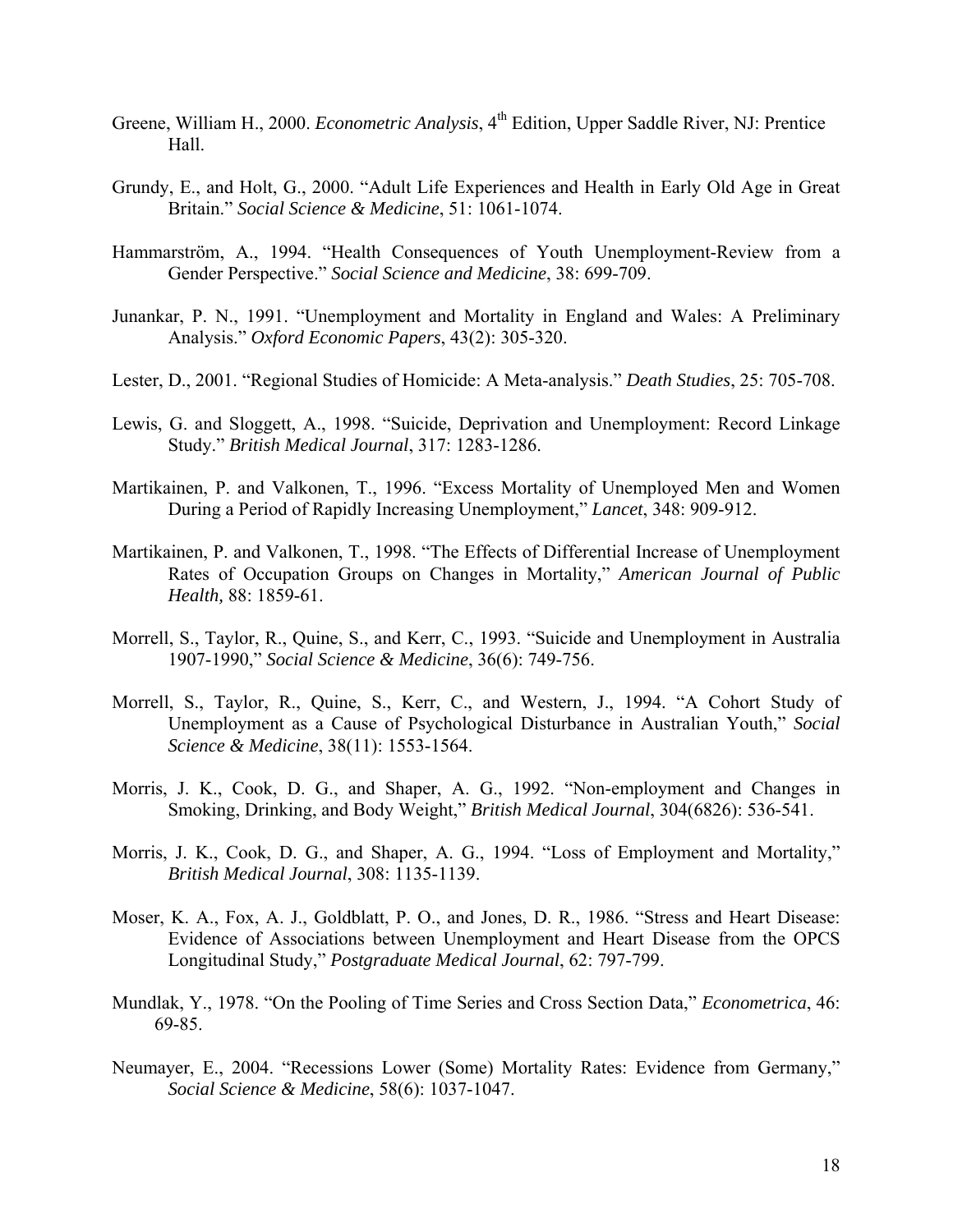Greene, William H., 2000. *Econometric Analysis*, 4th Edition, Upper Saddle River, NJ: Prentice Hall.

Grundy, E., and Holt, G., 2000. "Adult Life Experiences and Health in Early Old Age in Great Britain." *Social Science & Medicine*, 51: 1061-1074.

Hammarström, A., 1994. "Health Consequences of Youth Unemployment-Review from a Gender Perspective." *Social Science and Medicine*, 38: 699-709.

Junankar, P. N., 1991. "Unemployment and Mortality in England and Wales: A Preliminary Analysis." *Oxford Economic Papers*, 43(2): 305-320.

Lester, D., 2001. "Regional Studies of Homicide: A Meta-analysis." *Death Studies*, 25: 705-708.

Lewis, G. and Sloggett, A., 1998. "Suicide, Deprivation and Unemployment: Record Linkage Study." *British Medical Journal*, 317: 1283-1286.

Martikainen, P. and Valkonen, T., 1996. "Excess Mortality of Unemployed Men and Women During a Period of Rapidly Increasing Unemployment," *Lancet*, 348: 909-912.

Martikainen, P. and Valkonen, T., 1998. "The Effects of Differential Increase of Unemployment Rates of Occupation Groups on Changes in Mortality," *American Journal of Public Health,* 88: 1859-61.

Morrell, S., Taylor, R., Quine, S., and Kerr, C., 1993. "Suicide and Unemployment in Australia 1907-1990," *Social Science & Medicine*, 36(6): 749-756.

Morrell, S., Taylor, R., Quine, S., Kerr, C., and Western, J., 1994. "A Cohort Study of Unemployment as a Cause of Psychological Disturbance in Australian Youth," *Social Science & Medicine*, 38(11): 1553-1564.

Morris, J. K., Cook, D. G., and Shaper, A. G., 1992. "Non-employment and Changes in Smoking, Drinking, and Body Weight," *British Medical Journal*, 304(6826): 536-541.

Morris, J. K., Cook, D. G., and Shaper, A. G., 1994. "Loss of Employment and Mortality," *British Medical Journal*, 308: 1135-1139.

Moser, K. A., Fox, A. J., Goldblatt, P. O., and Jones, D. R., 1986. "Stress and Heart Disease: Evidence of Associations between Unemployment and Heart Disease from the OPCS Longitudinal Study," *Postgraduate Medical Journal*, 62: 797-799.

Mundlak, Y., 1978. "On the Pooling of Time Series and Cross Section Data," *Econometrica*, 46: 69-85.

Neumayer, E., 2004. "Recessions Lower (Some) Mortality Rates: Evidence from Germany," *Social Science & Medicine*, 58(6): 1037-1047.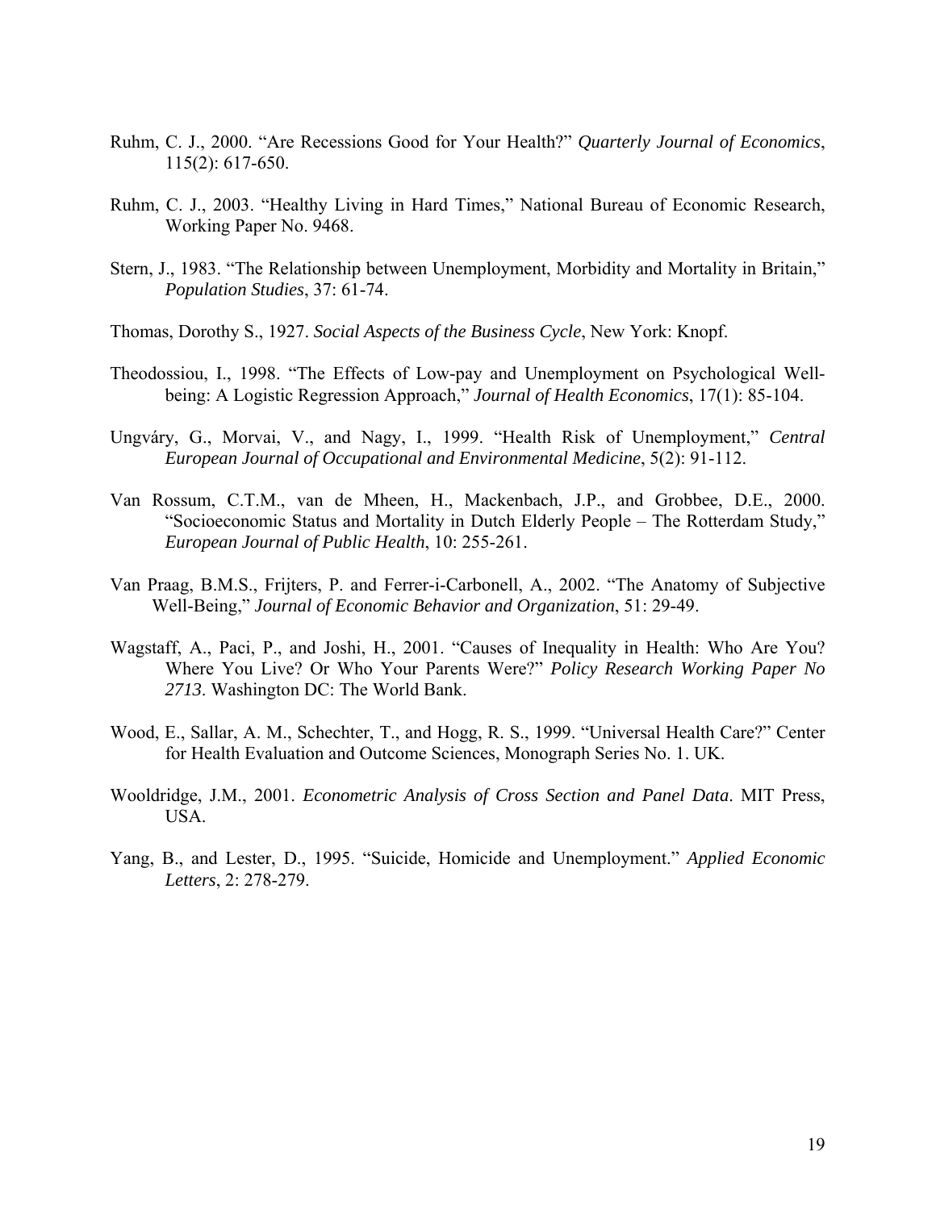Ruhm, C. J., 2000. "Are Recessions Good for Your Health?" *Quarterly Journal of Economics*, 115(2): 617-650.

Ruhm, C. J., 2003. "Healthy Living in Hard Times," National Bureau of Economic Research, Working Paper No. 9468.

Stern, J., 1983. "The Relationship between Unemployment, Morbidity and Mortality in Britain," *Population Studies*, 37: 61-74.

Thomas, Dorothy S., 1927. *Social Aspects of the Business Cycle*, New York: Knopf.

Theodossiou, I., 1998. "The Effects of Low-pay and Unemployment on Psychological Well-being: A Logistic Regression Approach," *Journal of Health Economics*, 17(1): 85-104.

Ungváry, G., Morvai, V., and Nagy, I., 1999. "Health Risk of Unemployment," *Central European Journal of Occupational and Environmental Medicine*, 5(2): 91-112.

Van Rossum, C.T.M., van de Mheen, H., Mackenbach, J.P., and Grobbee, D.E., 2000. "Socioeconomic Status and Mortality in Dutch Elderly People – The Rotterdam Study," *European Journal of Public Health*, 10: 255-261.

Van Praag, B.M.S., Frijters, P. and Ferrer-i-Carbonell, A., 2002. "The Anatomy of Subjective Well-Being," *Journal of Economic Behavior and Organization*, 51: 29-49.

Wagstaff, A., Paci, P., and Joshi, H., 2001. "Causes of Inequality in Health: Who Are You? Where You Live? Or Who Your Parents Were?" *Policy Research Working Paper No 2713*. Washington DC: The World Bank.

Wood, E., Sallar, A. M., Schechter, T., and Hogg, R. S., 1999. "Universal Health Care?" Center for Health Evaluation and Outcome Sciences, Monograph Series No. 1. UK.

Wooldridge, J.M., 2001. *Econometric Analysis of Cross Section and Panel Data*. MIT Press, USA.

Yang, B., and Lester, D., 1995. "Suicide, Homicide and Unemployment." *Applied Economic Letters*, 2: 278-279.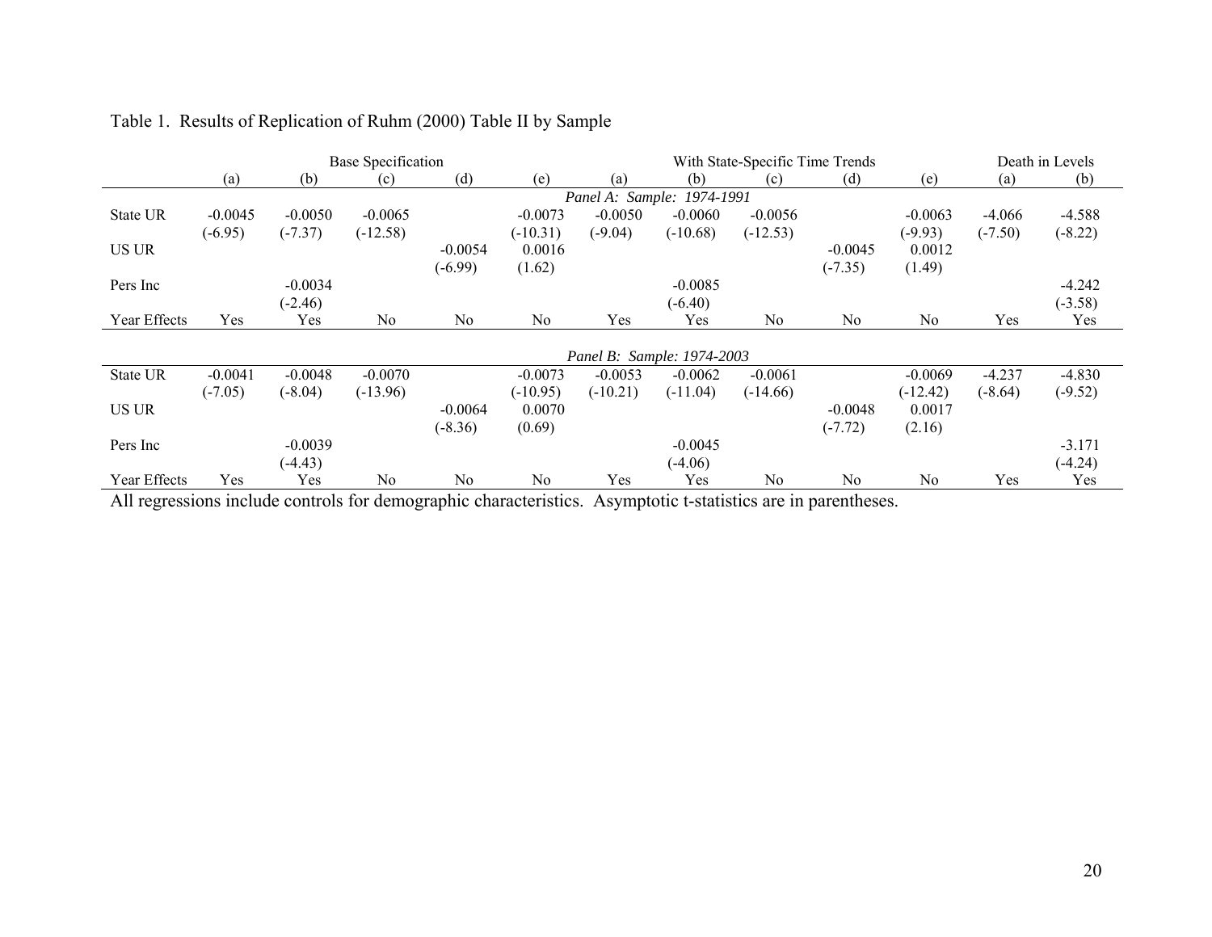Table 1. Results of Replication of Ruhm (2000) Table II by Sample

| | Base Specification | | | | | With State-Specific Time Trends | | | | | Death in Levels | |
|---|---|---|---|---|---|---|---|---|---|---|---|---|
| | (a) | (b) | (c) | (d) | (e) | (a) | (b) | (c) | (d) | (e) | (a) | (b) |
| *Panel A: Sample: 1974-1991* | | | | | | | | | | | | |
| State UR | -0.0045 | -0.0050 | -0.0065 | | -0.0073 | -0.0050 | -0.0060 | -0.0056 | | -0.0063 | -4.066 | -4.588 |
| | (-6.95) | (-7.37) | (-12.58) | | (-10.31) | (-9.04) | (-10.68) | (-12.53) | | (-9.93) | (-7.50) | (-8.22) |
| US UR | | | | -0.0054 | 0.0016 | | | | -0.0045 | 0.0012 | | |
| | | | | (-6.99) | (1.62) | | | | (-7.35) | (1.49) | | |
| Pers Inc | | -0.0034 | | | | | -0.0085 | | | | | -4.242 |
| | | (-2.46) | | | | | (-6.40) | | | | | (-3.58) |
| Year Effects | Yes | Yes | No | No | No | Yes | Yes | No | No | No | Yes | Yes |
| *Panel B: Sample: 1974-2003* | | | | | | | | | | | | |
| State UR | -0.0041 | -0.0048 | -0.0070 | | -0.0073 | -0.0053 | -0.0062 | -0.0061 | | -0.0069 | -4.237 | -4.830 |
| | (-7.05) | (-8.04) | (-13.96) | | (-10.95) | (-10.21) | (-11.04) | (-14.66) | | (-12.42) | (-8.64) | (-9.52) |
| US UR | | | | -0.0064 | 0.0070 | | | | -0.0048 | 0.0017 | | |
| | | | | (-8.36) | (0.69) | | | | (-7.72) | (2.16) | | |
| Pers Inc | | -0.0039 | | | | | -0.0045 | | | | | -3.171 |
| | | (-4.43) | | | | | (-4.06) | | | | | (-4.24) |
| Year Effects | Yes | Yes | No | No | No | Yes | Yes | No | No | No | Yes | Yes |

All regressions include controls for demographic characteristics. Asymptotic t-statistics are in parentheses.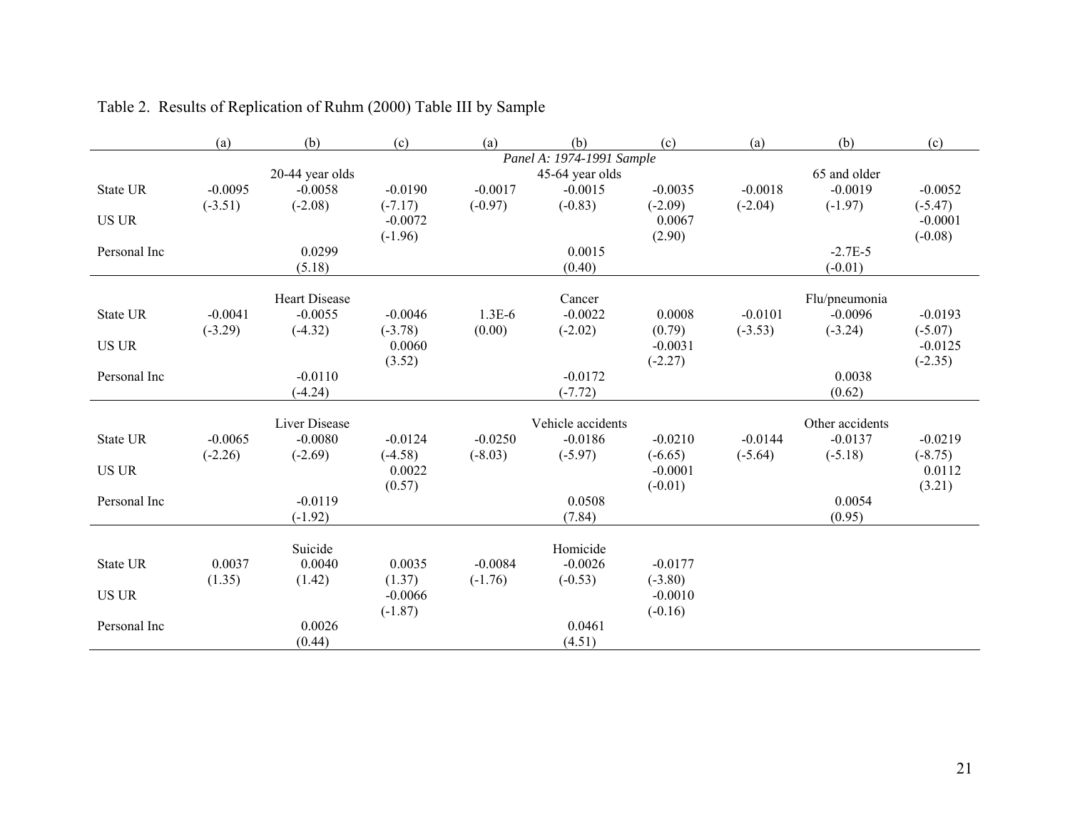Table 2. Results of Replication of Ruhm (2000) Table III by Sample

| | (a) | (b) | (c) | (a) | (b) | (c) | (a) | (b) | (c) |
|---|---|---|---|---|---|---|---|---|---|
| | | | | | *Panel A: 1974-1991 Sample* | | | | |
| | | 20-44 year olds | | | 45-64 year olds | | | 65 and older | |
| State UR | -0.0095 | -0.0058 | -0.0190 | -0.0017 | -0.0015 | -0.0035 | -0.0018 | -0.0019 | -0.0052 |
| | (-3.51) | (-2.08) | (-7.17) | (-0.97) | (-0.83) | (-2.09) | (-2.04) | (-1.97) | (-5.47) |
| US UR | | | -0.0072 | | | 0.0067 | | | -0.0001 |
| | | | (-1.96) | | | (2.90) | | | (-0.08) |
| Personal Inc | | 0.0299 | | | 0.0015 | | | -2.7E-5 | |
| | | (5.18) | | | (0.40) | | | (-0.01) | |
| | | Heart Disease | | | Cancer | | | Flu/pneumonia | |
| State UR | -0.0041 | -0.0055 | -0.0046 | 1.3E-6 | -0.0022 | 0.0008 | -0.0101 | -0.0096 | -0.0193 |
| | (-3.29) | (-4.32) | (-3.78) | (0.00) | (-2.02) | (0.79) | (-3.53) | (-3.24) | (-5.07) |
| US UR | | | 0.0060 | | | -0.0031 | | | -0.0125 |
| | | | (3.52) | | | (-2.27) | | | (-2.35) |
| Personal Inc | | -0.0110 | | | -0.0172 | | | 0.0038 | |
| | | (-4.24) | | | (-7.72) | | | (0.62) | |
| | | Liver Disease | | | Vehicle accidents | | | Other accidents | |
| State UR | -0.0065 | -0.0080 | -0.0124 | -0.0250 | -0.0186 | -0.0210 | -0.0144 | -0.0137 | -0.0219 |
| | (-2.26) | (-2.69) | (-4.58) | (-8.03) | (-5.97) | (-6.65) | (-5.64) | (-5.18) | (-8.75) |
| US UR | | | 0.0022 | | | -0.0001 | | | 0.0112 |
| | | | (0.57) | | | (-0.01) | | | (3.21) |
| Personal Inc | | -0.0119 | | | 0.0508 | | | 0.0054 | |
| | | (-1.92) | | | (7.84) | | | (0.95) | |
| | | Suicide | | | Homicide | | | | |
| State UR | 0.0037 | 0.0040 | 0.0035 | -0.0084 | -0.0026 | -0.0177 | | | |
| | (1.35) | (1.42) | (1.37) | (-1.76) | (-0.53) | (-3.80) | | | |
| US UR | | | -0.0066 | | | -0.0010 | | | |
| | | | (-1.87) | | | (-0.16) | | | |
| Personal Inc | | 0.0026 | | | 0.0461 | | | | |
| | | (0.44) | | | (4.51) | | | | |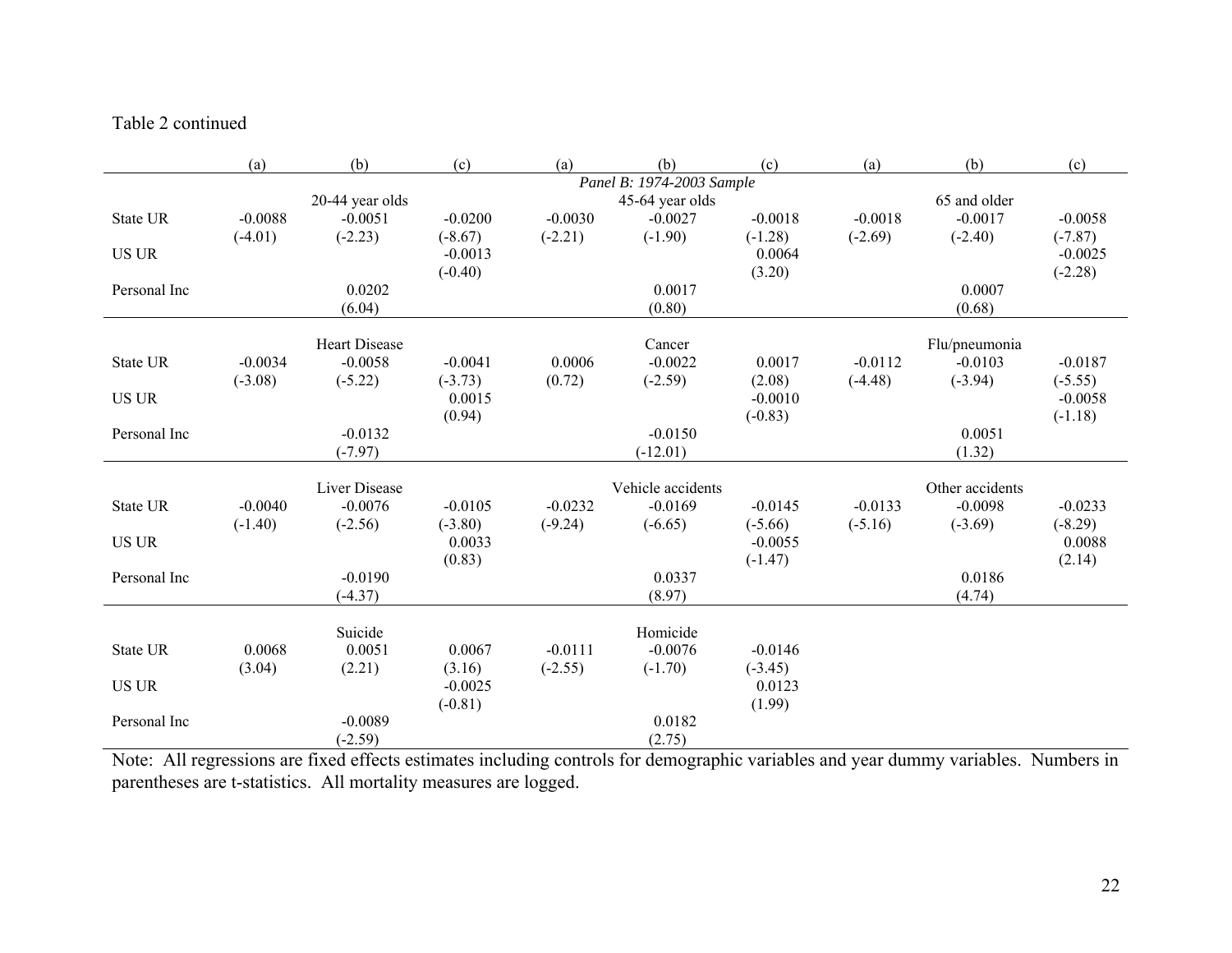Table 2 continued

| | (a) | (b) | (c) | (a) | (b) | (c) | (a) | (b) | (c) |
|---|---|---|---|---|---|---|---|---|---|
| | | | | | *Panel B: 1974-2003 Sample* | | | | |
| | | 20-44 year olds | | | 45-64 year olds | | | 65 and older | |
| State UR | -0.0088 | -0.0051 | -0.0200 | -0.0030 | -0.0027 | -0.0018 | -0.0018 | -0.0017 | -0.0058 |
| | (-4.01) | (-2.23) | (-8.67) | (-2.21) | (-1.90) | (-1.28) | (-2.69) | (-2.40) | (-7.87) |
| US UR | | | -0.0013 | | | 0.0064 | | | -0.0025 |
| | | | (-0.40) | | | (3.20) | | | (-2.28) |
| Personal Inc | | 0.0202 | | | 0.0017 | | | 0.0007 | |
| | | (6.04) | | | (0.80) | | | (0.68) | |
| | | Heart Disease | | | Cancer | | | Flu/pneumonia | |
| State UR | -0.0034 | -0.0058 | -0.0041 | 0.0006 | -0.0022 | 0.0017 | -0.0112 | -0.0103 | -0.0187 |
| | (-3.08) | (-5.22) | (-3.73) | (0.72) | (-2.59) | (2.08) | (-4.48) | (-3.94) | (-5.55) |
| US UR | | | 0.0015 | | | -0.0010 | | | -0.0058 |
| | | | (0.94) | | | (-0.83) | | | (-1.18) |
| Personal Inc | | -0.0132 | | | -0.0150 | | | 0.0051 | |
| | | (-7.97) | | | (-12.01) | | | (1.32) | |
| | | Liver Disease | | | Vehicle accidents | | | Other accidents | |
| State UR | -0.0040 | -0.0076 | -0.0105 | -0.0232 | -0.0169 | -0.0145 | -0.0133 | -0.0098 | -0.0233 |
| | (-1.40) | (-2.56) | (-3.80) | (-9.24) | (-6.65) | (-5.66) | (-5.16) | (-3.69) | (-8.29) |
| US UR | | | 0.0033 | | | -0.0055 | | | 0.0088 |
| | | | (0.83) | | | (-1.47) | | | (2.14) |
| Personal Inc | | -0.0190 | | | 0.0337 | | | 0.0186 | |
| | | (-4.37) | | | (8.97) | | | (4.74) | |
| | | Suicide | | | Homicide | | | | |
| State UR | 0.0068 | 0.0051 | 0.0067 | -0.0111 | -0.0076 | -0.0146 | | | |
| | (3.04) | (2.21) | (3.16) | (-2.55) | (-1.70) | (-3.45) | | | |
| US UR | | | -0.0025 | | | 0.0123 | | | |
| | | | (-0.81) | | | (1.99) | | | |
| Personal Inc | | -0.0089 | | | 0.0182 | | | | |
| | | (-2.59) | | | (2.75) | | | | |

Note: All regressions are fixed effects estimates including controls for demographic variables and year dummy variables. Numbers in parentheses are t-statistics. All mortality measures are logged.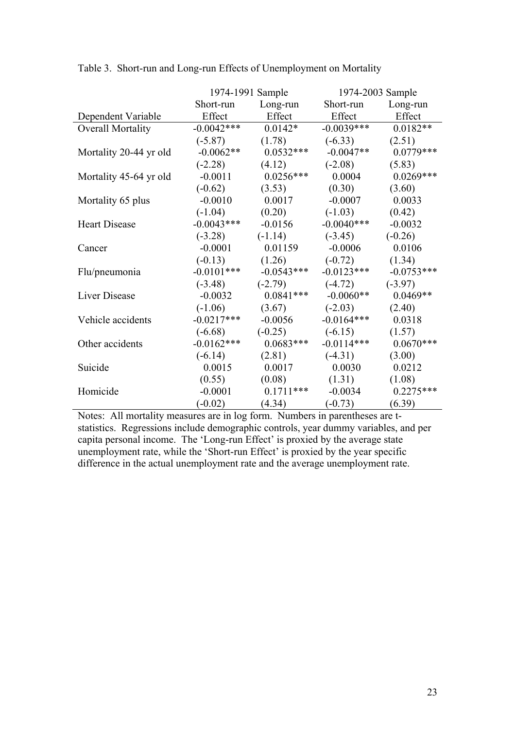Table 3. Short-run and Long-run Effects of Unemployment on Mortality

| | 1974-1991 Sample | | 1974-2003 Sample | |
|---|---|---|---|---|
| Dependent Variable | Short-run Effect | Long-run Effect | Short-run Effect | Long-run Effect |
| Overall Mortality | -0.0042*** | 0.0142* | -0.0039*** | 0.0182** |
| | (-5.87) | (1.78) | (-6.33) | (2.51) |
| Mortality 20-44 yr old | -0.0062** | 0.0532*** | -0.0047** | 0.0779*** |
| | (-2.28) | (4.12) | (-2.08) | (5.83) |
| Mortality 45-64 yr old | -0.0011 | 0.0256*** | 0.0004 | 0.0269*** |
| | (-0.62) | (3.53) | (0.30) | (3.60) |
| Mortality 65 plus | -0.0010 | 0.0017 | -0.0007 | 0.0033 |
| | (-1.04) | (0.20) | (-1.03) | (0.42) |
| Heart Disease | -0.0043*** | -0.0156 | -0.0040*** | -0.0032 |
| | (-3.28) | (-1.14) | (-3.45) | (-0.26) |
| Cancer | -0.0001 | 0.01159 | -0.0006 | 0.0106 |
| | (-0.13) | (1.26) | (-0.72) | (1.34) |
| Flu/pneumonia | -0.0101*** | -0.0543*** | -0.0123*** | -0.0753*** |
| | (-3.48) | (-2.79) | (-4.72) | (-3.97) |
| Liver Disease | -0.0032 | 0.0841*** | -0.0060** | 0.0469** |
| | (-1.06) | (3.67) | (-2.03) | (2.40) |
| Vehicle accidents | -0.0217*** | -0.0056 | -0.0164*** | 0.0318 |
| | (-6.68) | (-0.25) | (-6.15) | (1.57) |
| Other accidents | -0.0162*** | 0.0683*** | -0.0114*** | 0.0670*** |
| | (-6.14) | (2.81) | (-4.31) | (3.00) |
| Suicide | 0.0015 | 0.0017 | 0.0030 | 0.0212 |
| | (0.55) | (0.08) | (1.31) | (1.08) |
| Homicide | -0.0001 | 0.1711*** | -0.0034 | 0.2275*** |
| | (-0.02) | (4.34) | (-0.73) | (6.39) |

Notes: All mortality measures are in log form. Numbers in parentheses are t-statistics. Regressions include demographic controls, year dummy variables, and per capita personal income. The 'Long-run Effect' is proxied by the average state unemployment rate, while the 'Short-run Effect' is proxied by the year specific difference in the actual unemployment rate and the average unemployment rate.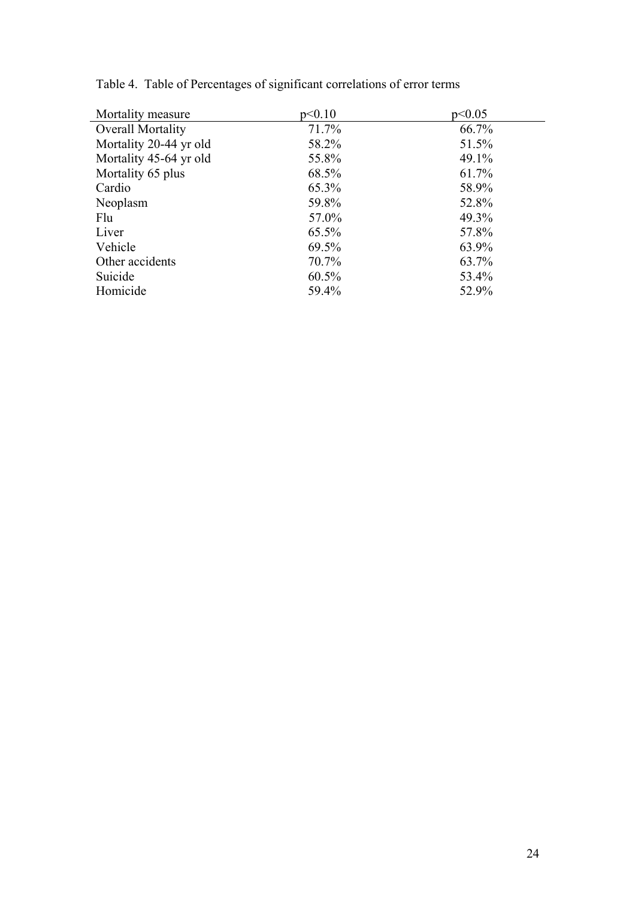Table 4. Table of Percentages of significant correlations of error terms

| Mortality measure | $p<0.10$ | $p<0.05$ |
|---|---|---|
| Overall Mortality | 71.7% | 66.7% |
| Mortality 20-44 yr old | 58.2% | 51.5% |
| Mortality 45-64 yr old | 55.8% | 49.1% |
| Mortality 65 plus | 68.5% | 61.7% |
| Cardio | 65.3% | 58.9% |
| Neoplasm | 59.8% | 52.8% |
| Flu | 57.0% | 49.3% |
| Liver | 65.5% | 57.8% |
| Vehicle | 69.5% | 63.9% |
| Other accidents | 70.7% | 63.7% |
| Suicide | 60.5% | 53.4% |
| Homicide | 59.4% | 52.9% |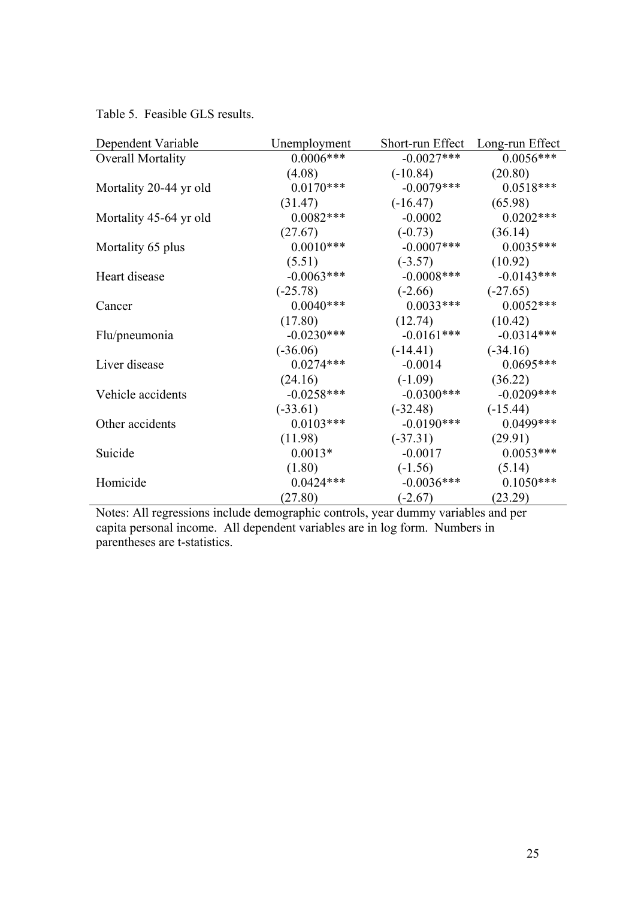Table 5. Feasible GLS results.

| Dependent Variable | Unemployment | Short-run Effect | Long-run Effect |
|---|---|---|---|
| Overall Mortality | 0.0006*** | -0.0027*** | 0.0056*** |
| | (4.08) | (-10.84) | (20.80) |
| Mortality 20-44 yr old | 0.0170*** | -0.0079*** | 0.0518*** |
| | (31.47) | (-16.47) | (65.98) |
| Mortality 45-64 yr old | 0.0082*** | -0.0002 | 0.0202*** |
| | (27.67) | (-0.73) | (36.14) |
| Mortality 65 plus | 0.0010*** | -0.0007*** | 0.0035*** |
| | (5.51) | (-3.57) | (10.92) |
| Heart disease | -0.0063*** | -0.0008*** | -0.0143*** |
| | (-25.78) | (-2.66) | (-27.65) |
| Cancer | 0.0040*** | 0.0033*** | 0.0052*** |
| | (17.80) | (12.74) | (10.42) |
| Flu/pneumonia | -0.0230*** | -0.0161*** | -0.0314*** |
| | (-36.06) | (-14.41) | (-34.16) |
| Liver disease | 0.0274*** | -0.0014 | 0.0695*** |
| | (24.16) | (-1.09) | (36.22) |
| Vehicle accidents | -0.0258*** | -0.0300*** | -0.0209*** |
| | (-33.61) | (-32.48) | (-15.44) |
| Other accidents | 0.0103*** | -0.0190*** | 0.0499*** |
| | (11.98) | (-37.31) | (29.91) |
| Suicide | 0.0013* | -0.0017 | 0.0053*** |
| | (1.80) | (-1.56) | (5.14) |
| Homicide | 0.0424*** | -0.0036*** | 0.1050*** |
| | (27.80) | (-2.67) | (23.29) |

Notes: All regressions include demographic controls, year dummy variables and per capita personal income. All dependent variables are in log form. Numbers in parentheses are t-statistics.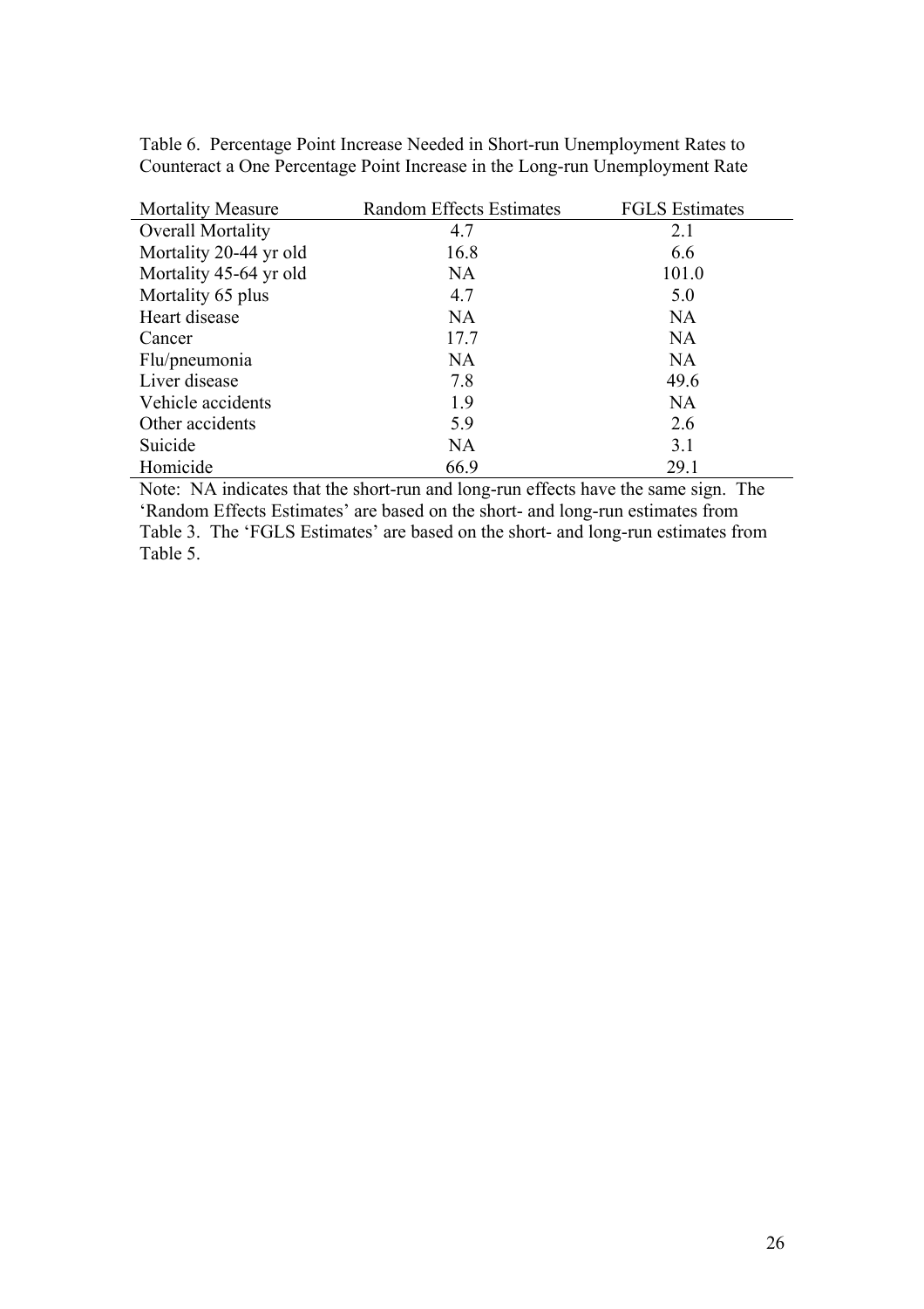Table 6. Percentage Point Increase Needed in Short-run Unemployment Rates to Counteract a One Percentage Point Increase in the Long-run Unemployment Rate

| Mortality Measure | Random Effects Estimates | FGLS Estimates |
|---|---|---|
| Overall Mortality | 4.7 | 2.1 |
| Mortality 20-44 yr old | 16.8 | 6.6 |
| Mortality 45-64 yr old | NA | 101.0 |
| Mortality 65 plus | 4.7 | 5.0 |
| Heart disease | NA | NA |
| Cancer | 17.7 | NA |
| Flu/pneumonia | NA | NA |
| Liver disease | 7.8 | 49.6 |
| Vehicle accidents | 1.9 | NA |
| Other accidents | 5.9 | 2.6 |
| Suicide | NA | 3.1 |
| Homicide | 66.9 | 29.1 |

Note: NA indicates that the short-run and long-run effects have the same sign. The 'Random Effects Estimates' are based on the short- and long-run estimates from Table 3. The 'FGLS Estimates' are based on the short- and long-run estimates from Table 5.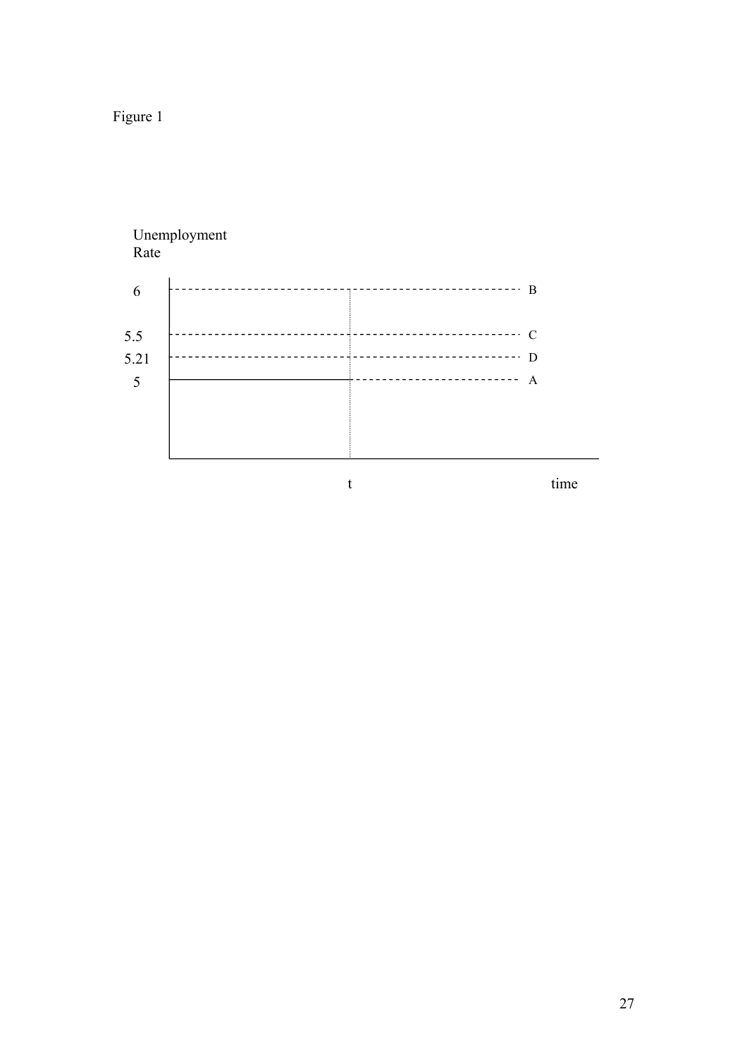Figure 1

| Unemployment Rate | | |
| --- | --- | --- |
| 6 | | B |
| 5.5 | | C |
| 5.21 | | D |
| 5 | | A |
| | t | time |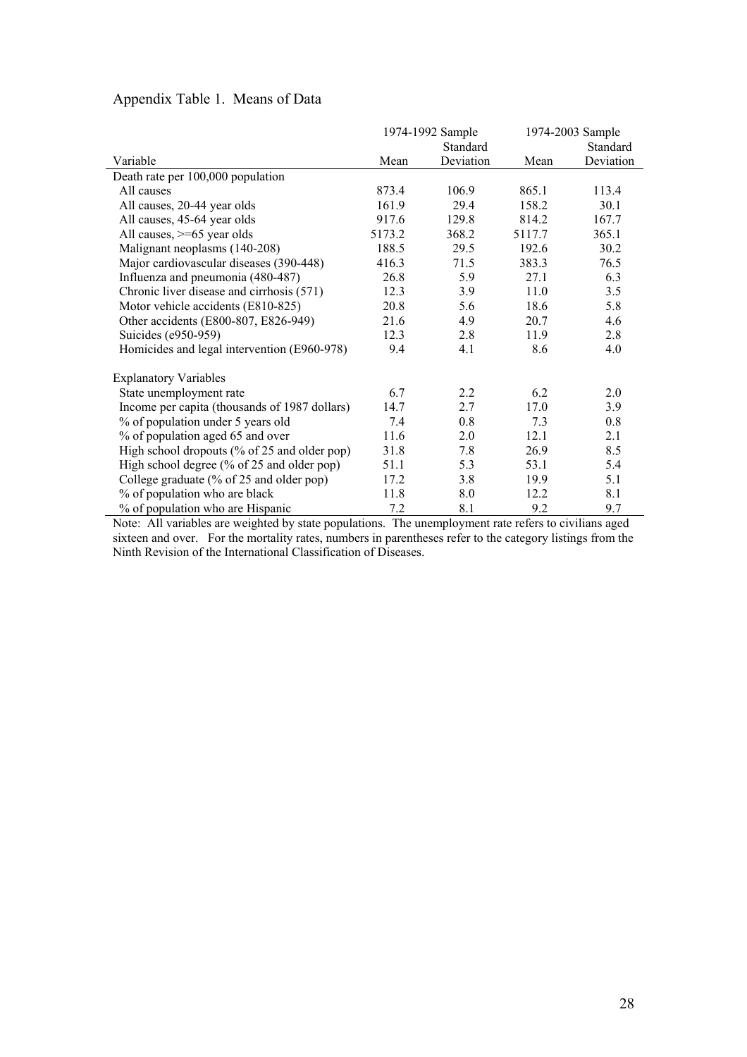Appendix Table 1. Means of Data

| Variable | 1974-1992 Sample Mean | 1974-1992 Sample Standard Deviation | 1974-2003 Sample Mean | 1974-2003 Sample Standard Deviation |
|---|---|---|---|---|
| Death rate per 100,000 population | | | | |
| All causes | 873.4 | 106.9 | 865.1 | 113.4 |
| All causes, 20-44 year olds | 161.9 | 29.4 | 158.2 | 30.1 |
| All causes, 45-64 year olds | 917.6 | 129.8 | 814.2 | 167.7 |
| All causes, >=65 year olds | 5173.2 | 368.2 | 5117.7 | 365.1 |
| Malignant neoplasms (140-208) | 188.5 | 29.5 | 192.6 | 30.2 |
| Major cardiovascular diseases (390-448) | 416.3 | 71.5 | 383.3 | 76.5 |
| Influenza and pneumonia (480-487) | 26.8 | 5.9 | 27.1 | 6.3 |
| Chronic liver disease and cirrhosis (571) | 12.3 | 3.9 | 11.0 | 3.5 |
| Motor vehicle accidents (E810-825) | 20.8 | 5.6 | 18.6 | 5.8 |
| Other accidents (E800-807, E826-949) | 21.6 | 4.9 | 20.7 | 4.6 |
| Suicides (e950-959) | 12.3 | 2.8 | 11.9 | 2.8 |
| Homicides and legal intervention (E960-978) | 9.4 | 4.1 | 8.6 | 4.0 |
| Explanatory Variables | | | | |
| State unemployment rate | 6.7 | 2.2 | 6.2 | 2.0 |
| Income per capita (thousands of 1987 dollars) | 14.7 | 2.7 | 17.0 | 3.9 |
| % of population under 5 years old | 7.4 | 0.8 | 7.3 | 0.8 |
| % of population aged 65 and over | 11.6 | 2.0 | 12.1 | 2.1 |
| High school dropouts (% of 25 and older pop) | 31.8 | 7.8 | 26.9 | 8.5 |
| High school degree (% of 25 and older pop) | 51.1 | 5.3 | 53.1 | 5.4 |
| College graduate (% of 25 and older pop) | 17.2 | 3.8 | 19.9 | 5.1 |
| % of population who are black | 11.8 | 8.0 | 12.2 | 8.1 |
| % of population who are Hispanic | 7.2 | 8.1 | 9.2 | 9.7 |

Note: All variables are weighted by state populations. The unemployment rate refers to civilians aged sixteen and over. For the mortality rates, numbers in parentheses refer to the category listings from the Ninth Revision of the International Classification of Diseases.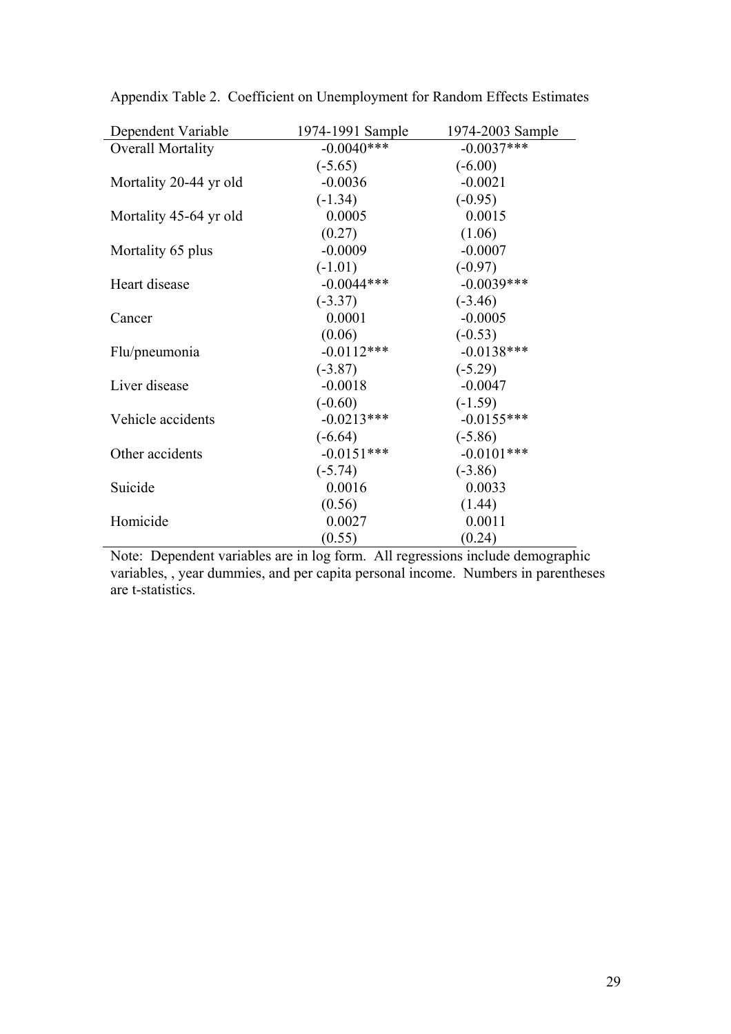Appendix Table 2. Coefficient on Unemployment for Random Effects Estimates

| Dependent Variable | 1974-1991 Sample | 1974-2003 Sample |
|---|---|---|
| Overall Mortality | -0.0040*** | -0.0037*** |
| | (-5.65) | (-6.00) |
| Mortality 20-44 yr old | -0.0036 | -0.0021 |
| | (-1.34) | (-0.95) |
| Mortality 45-64 yr old | 0.0005 | 0.0015 |
| | (0.27) | (1.06) |
| Mortality 65 plus | -0.0009 | -0.0007 |
| | (-1.01) | (-0.97) |
| Heart disease | -0.0044*** | -0.0039*** |
| | (-3.37) | (-3.46) |
| Cancer | 0.0001 | -0.0005 |
| | (0.06) | (-0.53) |
| Flu/pneumonia | -0.0112*** | -0.0138*** |
| | (-3.87) | (-5.29) |
| Liver disease | -0.0018 | -0.0047 |
| | (-0.60) | (-1.59) |
| Vehicle accidents | -0.0213*** | -0.0155*** |
| | (-6.64) | (-5.86) |
| Other accidents | -0.0151*** | -0.0101*** |
| | (-5.74) | (-3.86) |
| Suicide | 0.0016 | 0.0033 |
| | (0.56) | (1.44) |
| Homicide | 0.0027 | 0.0011 |
| | (0.55) | (0.24) |

Note: Dependent variables are in log form. All regressions include demographic variables, , year dummies, and per capita personal income. Numbers in parentheses are t-statistics.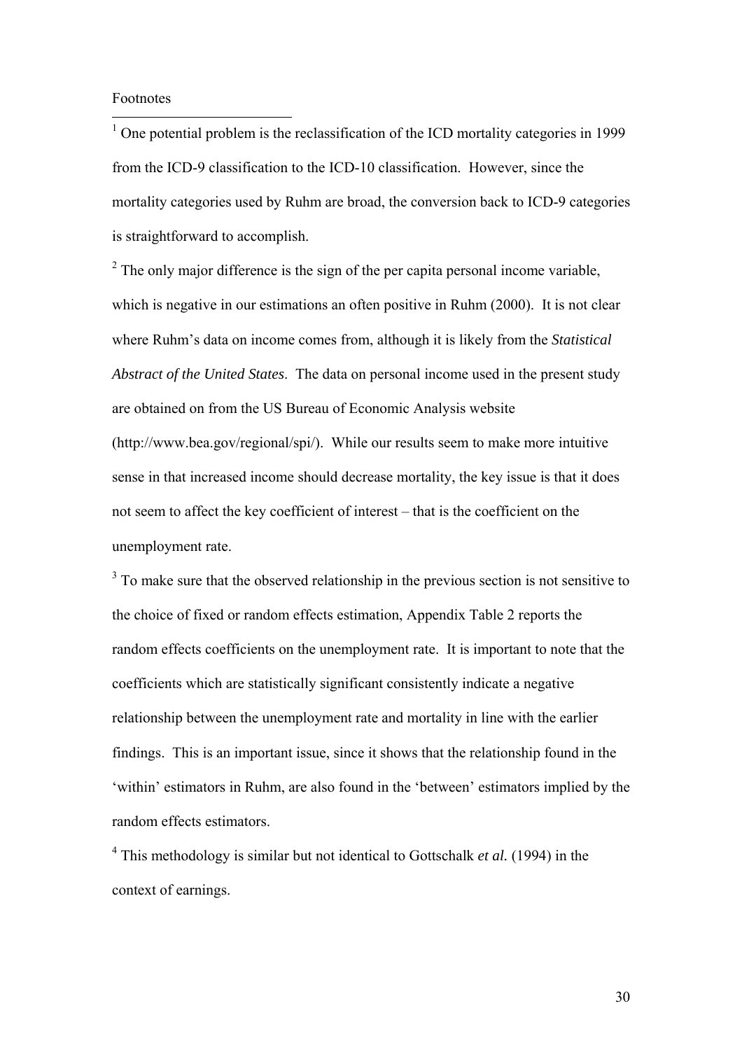Footnotes

[1] One potential problem is the reclassification of the ICD mortality categories in 1999 from the ICD-9 classification to the ICD-10 classification. However, since the mortality categories used by Ruhm are broad, the conversion back to ICD-9 categories is straightforward to accomplish.

[2] The only major difference is the sign of the per capita personal income variable, which is negative in our estimations an often positive in Ruhm (2000). It is not clear where Ruhm's data on income comes from, although it is likely from the *Statistical Abstract of the United States*. The data on personal income used in the present study are obtained on from the US Bureau of Economic Analysis website (http://www.bea.gov/regional/spi/). While our results seem to make more intuitive sense in that increased income should decrease mortality, the key issue is that it does not seem to affect the key coefficient of interest – that is the coefficient on the unemployment rate.

[3] To make sure that the observed relationship in the previous section is not sensitive to the choice of fixed or random effects estimation, Appendix Table 2 reports the random effects coefficients on the unemployment rate. It is important to note that the coefficients which are statistically significant consistently indicate a negative relationship between the unemployment rate and mortality in line with the earlier findings. This is an important issue, since it shows that the relationship found in the 'within' estimators in Ruhm, are also found in the 'between' estimators implied by the random effects estimators.

[4] This methodology is similar but not identical to Gottschalk *et al.* (1994) in the context of earnings.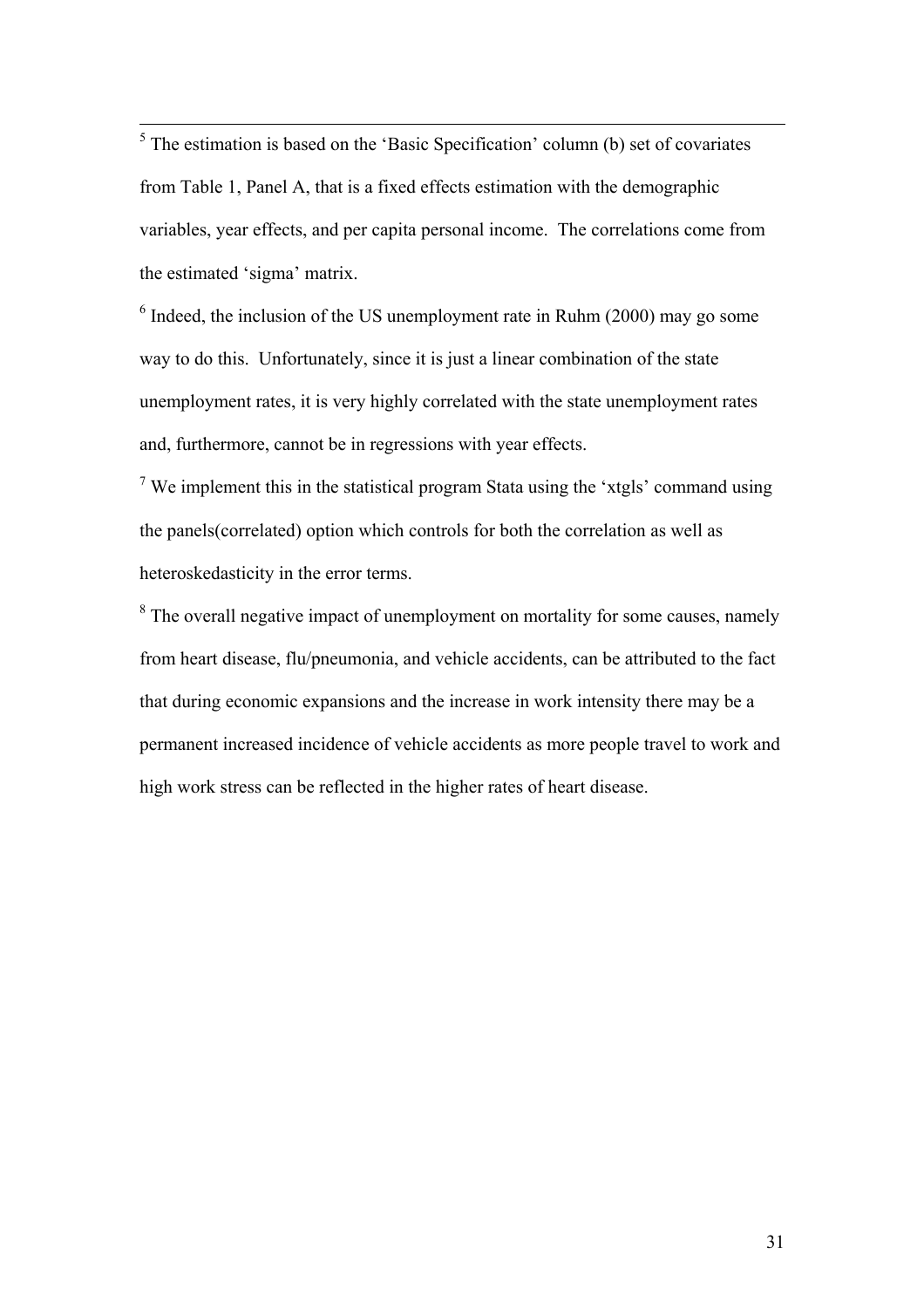[5] The estimation is based on the 'Basic Specification' column (b) set of covariates from Table 1, Panel A, that is a fixed effects estimation with the demographic variables, year effects, and per capita personal income. The correlations come from the estimated 'sigma' matrix.

[6] Indeed, the inclusion of the US unemployment rate in Ruhm (2000) may go some way to do this. Unfortunately, since it is just a linear combination of the state unemployment rates, it is very highly correlated with the state unemployment rates and, furthermore, cannot be in regressions with year effects.

[7] We implement this in the statistical program Stata using the 'xtgls' command using the panels(correlated) option which controls for both the correlation as well as heteroskedasticity in the error terms.

[8] The overall negative impact of unemployment on mortality for some causes, namely from heart disease, flu/pneumonia, and vehicle accidents, can be attributed to the fact that during economic expansions and the increase in work intensity there may be a permanent increased incidence of vehicle accidents as more people travel to work and high work stress can be reflected in the higher rates of heart disease.